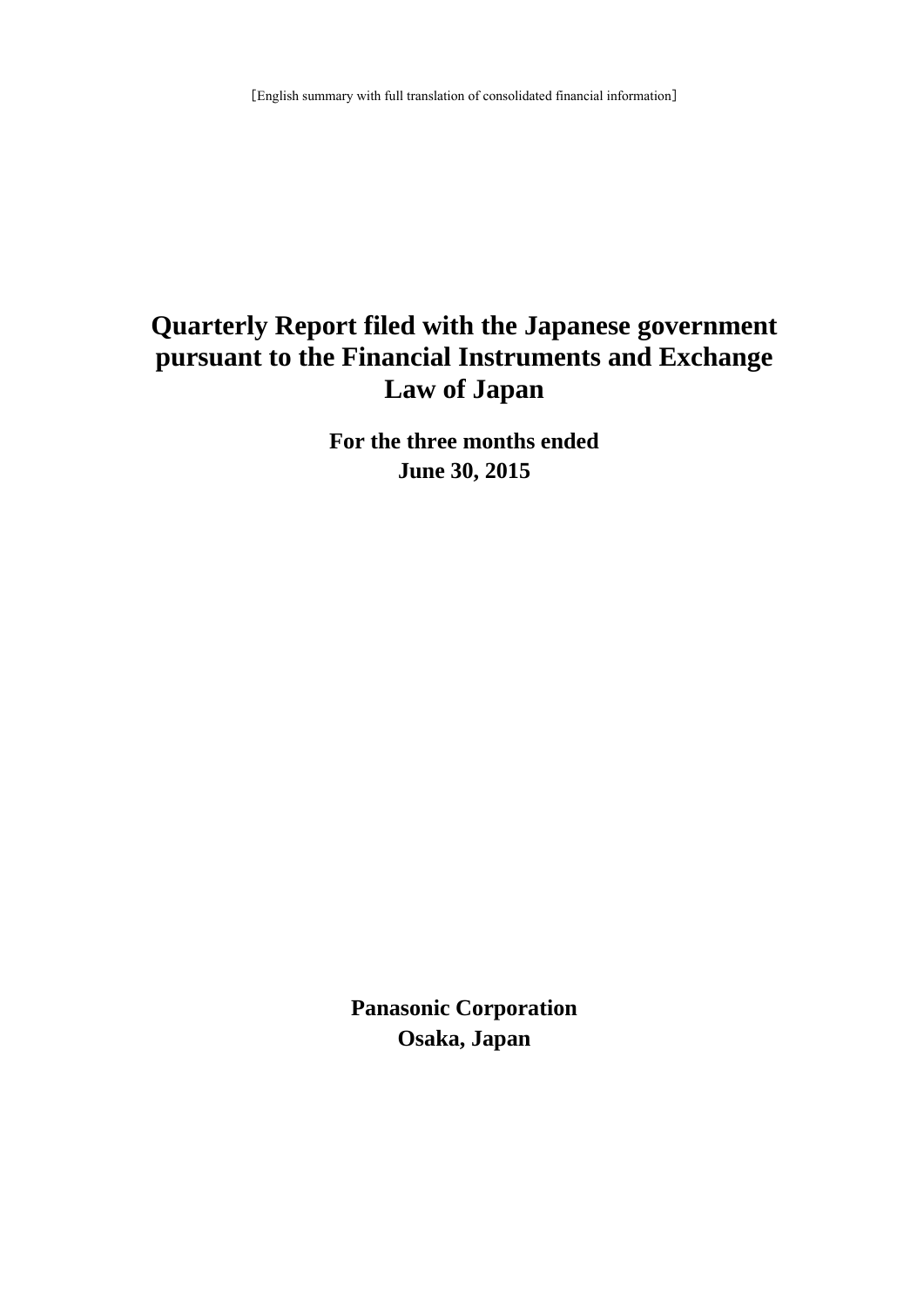［English summary with full translation of consolidated financial information］

# Quarterly Report filed with the Japanese government pursuant to the Financial Instruments and Exchange Law of Japan

**For the three months ended**
**June 30, 2015**

**Panasonic Corporation**
**Osaka, Japan**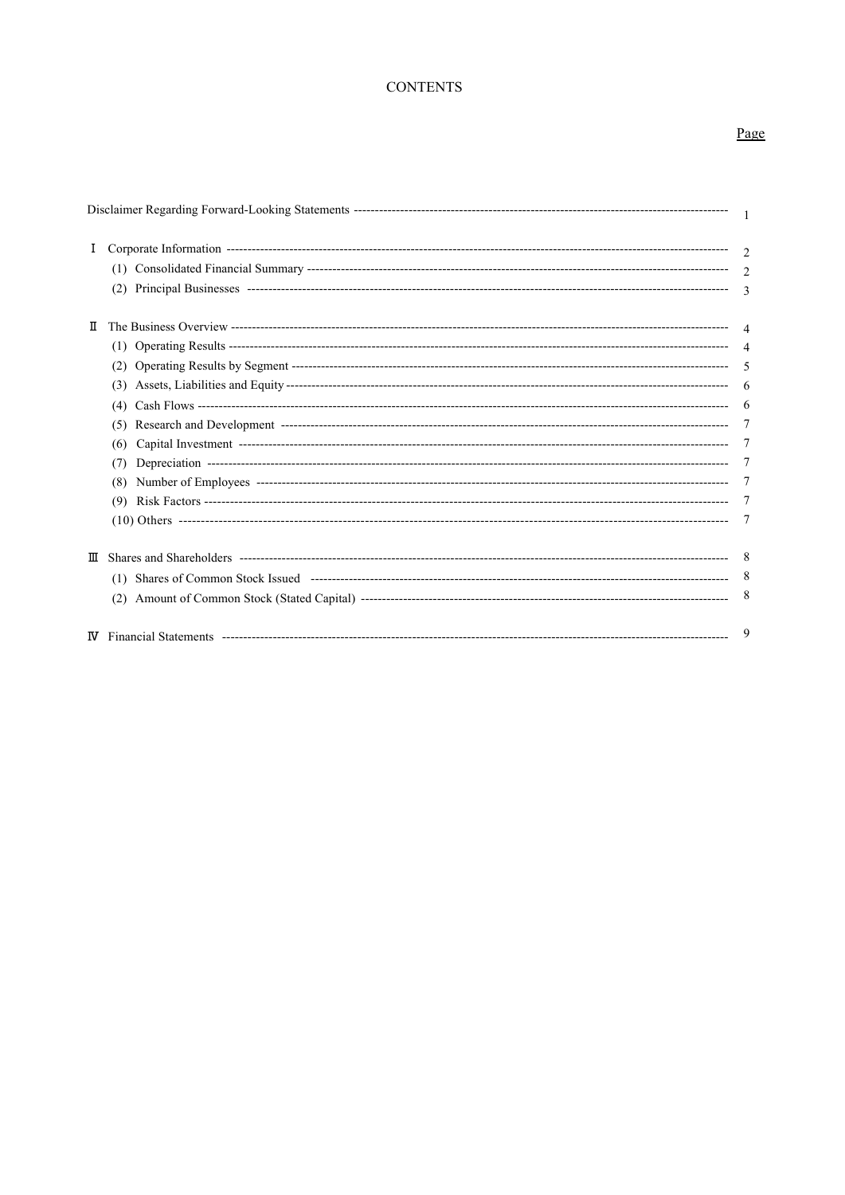# CONTENTS

| | Page |
|---|---|
| Disclaimer Regarding Forward-Looking Statements | 1 |
| Ⅰ Corporate Information | 2 |
| (1) Consolidated Financial Summary | 2 |
| (2) Principal Businesses | 3 |
| Ⅱ The Business Overview | 4 |
| (1) Operating Results | 4 |
| (2) Operating Results by Segment | 5 |
| (3) Assets, Liabilities and Equity | 6 |
| (4) Cash Flows | 6 |
| (5) Research and Development | 7 |
| (6) Capital Investment | 7 |
| (7) Depreciation | 7 |
| (8) Number of Employees | 7 |
| (9) Risk Factors | 7 |
| (10) Others | 7 |
| Ⅲ Shares and Shareholders | 8 |
| (1) Shares of Common Stock Issued | 8 |
| (2) Amount of Common Stock (Stated Capital) | 8 |
| Ⅳ Financial Statements | 9 |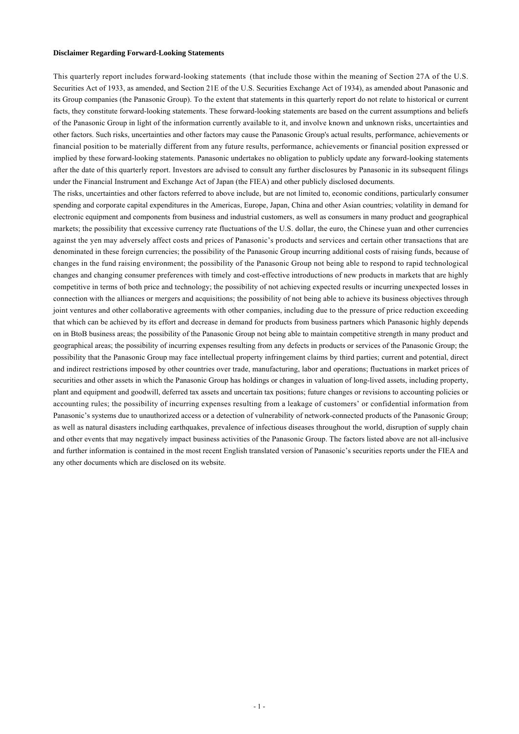**Disclaimer Regarding Forward-Looking Statements**

This quarterly report includes forward-looking statements (that include those within the meaning of Section 27A of the U.S. Securities Act of 1933, as amended, and Section 21E of the U.S. Securities Exchange Act of 1934), as amended about Panasonic and its Group companies (the Panasonic Group). To the extent that statements in this quarterly report do not relate to historical or current facts, they constitute forward-looking statements. These forward-looking statements are based on the current assumptions and beliefs of the Panasonic Group in light of the information currently available to it, and involve known and unknown risks, uncertainties and other factors. Such risks, uncertainties and other factors may cause the Panasonic Group's actual results, performance, achievements or financial position to be materially different from any future results, performance, achievements or financial position expressed or implied by these forward-looking statements. Panasonic undertakes no obligation to publicly update any forward-looking statements after the date of this quarterly report. Investors are advised to consult any further disclosures by Panasonic in its subsequent filings under the Financial Instrument and Exchange Act of Japan (the FIEA) and other publicly disclosed documents.

The risks, uncertainties and other factors referred to above include, but are not limited to, economic conditions, particularly consumer spending and corporate capital expenditures in the Americas, Europe, Japan, China and other Asian countries; volatility in demand for electronic equipment and components from business and industrial customers, as well as consumers in many product and geographical markets; the possibility that excessive currency rate fluctuations of the U.S. dollar, the euro, the Chinese yuan and other currencies against the yen may adversely affect costs and prices of Panasonic's products and services and certain other transactions that are denominated in these foreign currencies; the possibility of the Panasonic Group incurring additional costs of raising funds, because of changes in the fund raising environment; the possibility of the Panasonic Group not being able to respond to rapid technological changes and changing consumer preferences with timely and cost-effective introductions of new products in markets that are highly competitive in terms of both price and technology; the possibility of not achieving expected results or incurring unexpected losses in connection with the alliances or mergers and acquisitions; the possibility of not being able to achieve its business objectives through joint ventures and other collaborative agreements with other companies, including due to the pressure of price reduction exceeding that which can be achieved by its effort and decrease in demand for products from business partners which Panasonic highly depends on in BtoB business areas; the possibility of the Panasonic Group not being able to maintain competitive strength in many product and geographical areas; the possibility of incurring expenses resulting from any defects in products or services of the Panasonic Group; the possibility that the Panasonic Group may face intellectual property infringement claims by third parties; current and potential, direct and indirect restrictions imposed by other countries over trade, manufacturing, labor and operations; fluctuations in market prices of securities and other assets in which the Panasonic Group has holdings or changes in valuation of long-lived assets, including property, plant and equipment and goodwill, deferred tax assets and uncertain tax positions; future changes or revisions to accounting policies or accounting rules; the possibility of incurring expenses resulting from a leakage of customers' or confidential information from Panasonic's systems due to unauthorized access or a detection of vulnerability of network-connected products of the Panasonic Group; as well as natural disasters including earthquakes, prevalence of infectious diseases throughout the world, disruption of supply chain and other events that may negatively impact business activities of the Panasonic Group. The factors listed above are not all-inclusive and further information is contained in the most recent English translated version of Panasonic's securities reports under the FIEA and any other documents which are disclosed on its website.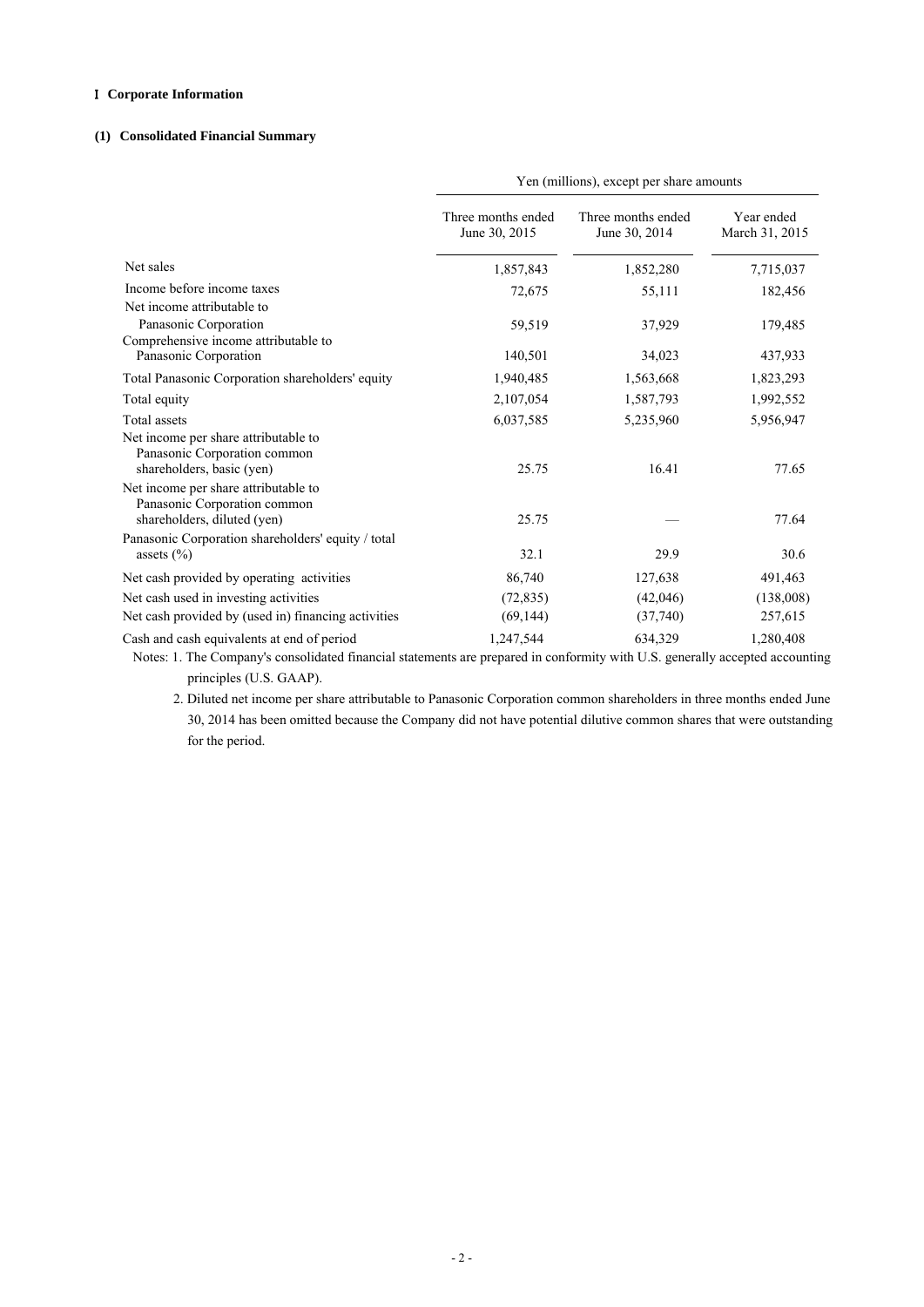## Ⅰ Corporate Information

### (1) Consolidated Financial Summary

| | Yen (millions), except per share amounts | | |
|---|---|---|---|
| | Three months ended June 30, 2015 | Three months ended June 30, 2014 | Year ended March 31, 2015 |
| Net sales | 1,857,843 | 1,852,280 | 7,715,037 |
| Income before income taxes | 72,675 | 55,111 | 182,456 |
| Net income attributable to Panasonic Corporation | 59,519 | 37,929 | 179,485 |
| Comprehensive income attributable to Panasonic Corporation | 140,501 | 34,023 | 437,933 |
| Total Panasonic Corporation shareholders' equity | 1,940,485 | 1,563,668 | 1,823,293 |
| Total equity | 2,107,054 | 1,587,793 | 1,992,552 |
| Total assets | 6,037,585 | 5,235,960 | 5,956,947 |
| Net income per share attributable to Panasonic Corporation common shareholders, basic (yen) | 25.75 | 16.41 | 77.65 |
| Net income per share attributable to Panasonic Corporation common shareholders, diluted (yen) | 25.75 | — | 77.64 |
| Panasonic Corporation shareholders' equity / total assets (%) | 32.1 | 29.9 | 30.6 |
| Net cash provided by operating activities | 86,740 | 127,638 | 491,463 |
| Net cash used in investing activities | (72,835) | (42,046) | (138,008) |
| Net cash provided by (used in) financing activities | (69,144) | (37,740) | 257,615 |
| Cash and cash equivalents at end of period | 1,247,544 | 634,329 | 1,280,408 |

Notes: 1. The Company's consolidated financial statements are prepared in conformity with U.S. generally accepted accounting principles (U.S. GAAP).

2. Diluted net income per share attributable to Panasonic Corporation common shareholders in three months ended June 30, 2014 has been omitted because the Company did not have potential dilutive common shares that were outstanding for the period.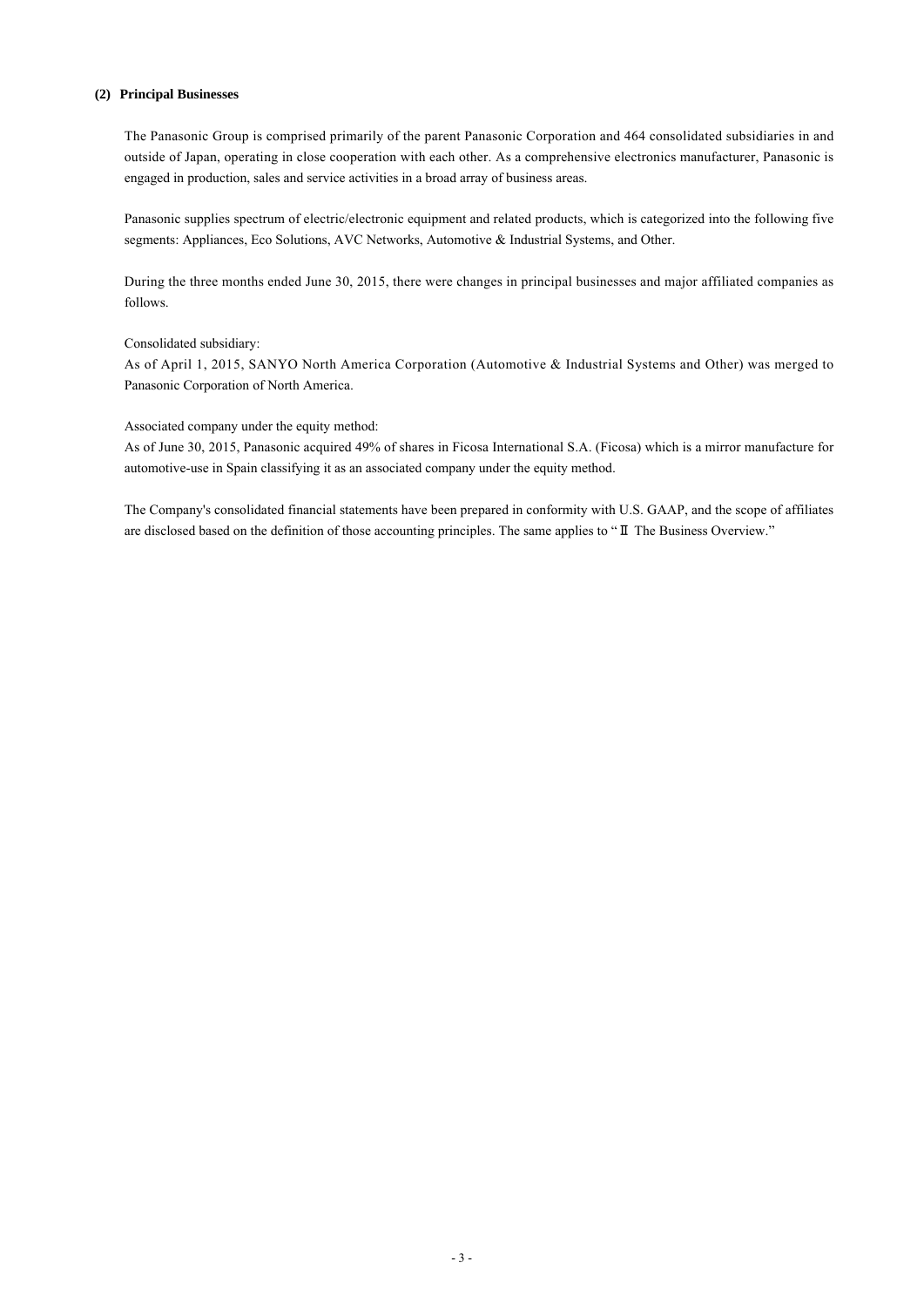### (2) Principal Businesses

The Panasonic Group is comprised primarily of the parent Panasonic Corporation and 464 consolidated subsidiaries in and outside of Japan, operating in close cooperation with each other. As a comprehensive electronics manufacturer, Panasonic is engaged in production, sales and service activities in a broad array of business areas.

Panasonic supplies spectrum of electric/electronic equipment and related products, which is categorized into the following five segments: Appliances, Eco Solutions, AVC Networks, Automotive & Industrial Systems, and Other.

During the three months ended June 30, 2015, there were changes in principal businesses and major affiliated companies as follows.

Consolidated subsidiary:
As of April 1, 2015, SANYO North America Corporation (Automotive & Industrial Systems and Other) was merged to Panasonic Corporation of North America.

Associated company under the equity method:
As of June 30, 2015, Panasonic acquired 49% of shares in Ficosa International S.A. (Ficosa) which is a mirror manufacture for automotive-use in Spain classifying it as an associated company under the equity method.

The Company's consolidated financial statements have been prepared in conformity with U.S. GAAP, and the scope of affiliates are disclosed based on the definition of those accounting principles. The same applies to "Ⅱ The Business Overview."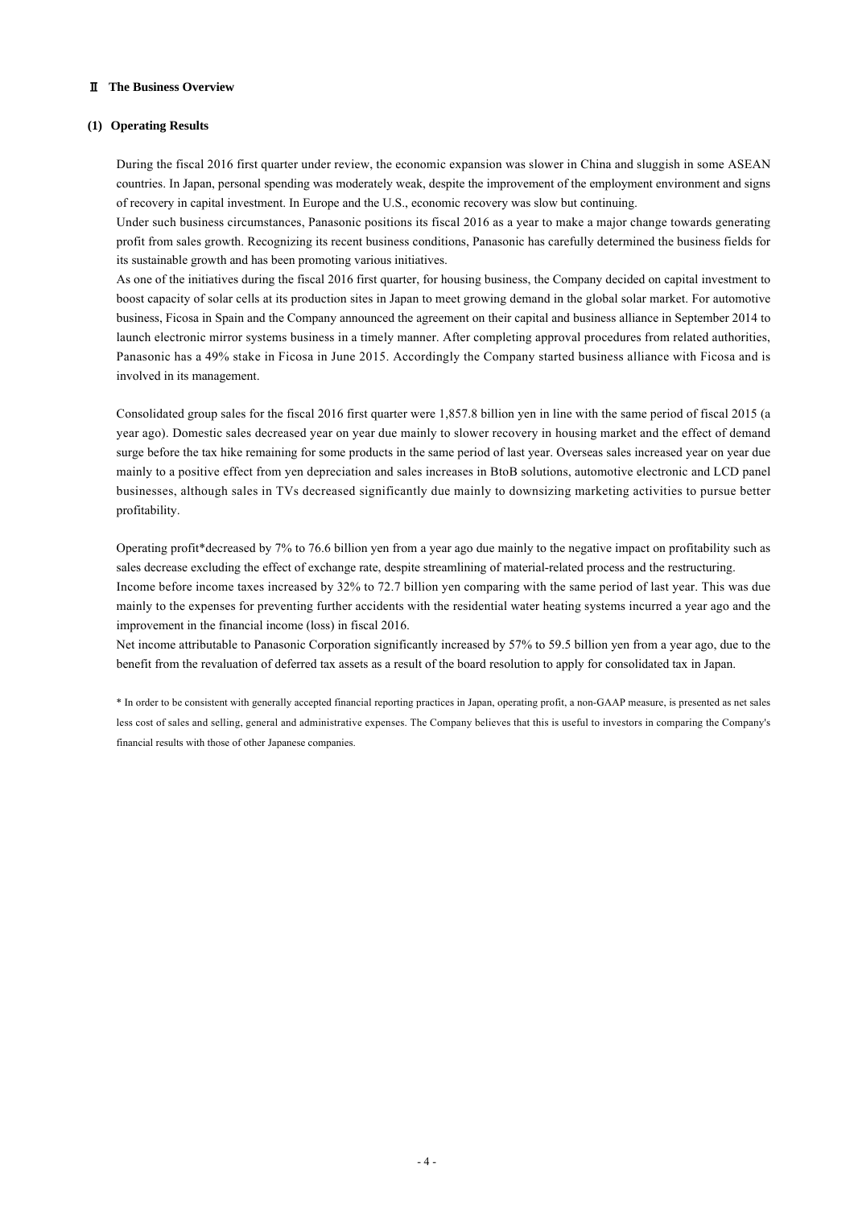## Ⅱ The Business Overview

### (1) Operating Results

During the fiscal 2016 first quarter under review, the economic expansion was slower in China and sluggish in some ASEAN countries. In Japan, personal spending was moderately weak, despite the improvement of the employment environment and signs of recovery in capital investment. In Europe and the U.S., economic recovery was slow but continuing.

Under such business circumstances, Panasonic positions its fiscal 2016 as a year to make a major change towards generating profit from sales growth. Recognizing its recent business conditions, Panasonic has carefully determined the business fields for its sustainable growth and has been promoting various initiatives.

As one of the initiatives during the fiscal 2016 first quarter, for housing business, the Company decided on capital investment to boost capacity of solar cells at its production sites in Japan to meet growing demand in the global solar market. For automotive business, Ficosa in Spain and the Company announced the agreement on their capital and business alliance in September 2014 to launch electronic mirror systems business in a timely manner. After completing approval procedures from related authorities, Panasonic has a 49% stake in Ficosa in June 2015. Accordingly the Company started business alliance with Ficosa and is involved in its management.

Consolidated group sales for the fiscal 2016 first quarter were 1,857.8 billion yen in line with the same period of fiscal 2015 (a year ago). Domestic sales decreased year on year due mainly to slower recovery in housing market and the effect of demand surge before the tax hike remaining for some products in the same period of last year. Overseas sales increased year on year due mainly to a positive effect from yen depreciation and sales increases in BtoB solutions, automotive electronic and LCD panel businesses, although sales in TVs decreased significantly due mainly to downsizing marketing activities to pursue better profitability.

Operating profit*decreased by 7% to 76.6 billion yen from a year ago due mainly to the negative impact on profitability such as sales decrease excluding the effect of exchange rate, despite streamlining of material-related process and the restructuring.

Income before income taxes increased by 32% to 72.7 billion yen comparing with the same period of last year. This was due mainly to the expenses for preventing further accidents with the residential water heating systems incurred a year ago and the improvement in the financial income (loss) in fiscal 2016.

Net income attributable to Panasonic Corporation significantly increased by 57% to 59.5 billion yen from a year ago, due to the benefit from the revaluation of deferred tax assets as a result of the board resolution to apply for consolidated tax in Japan.

* In order to be consistent with generally accepted financial reporting practices in Japan, operating profit, a non-GAAP measure, is presented as net sales less cost of sales and selling, general and administrative expenses. The Company believes that this is useful to investors in comparing the Company's financial results with those of other Japanese companies.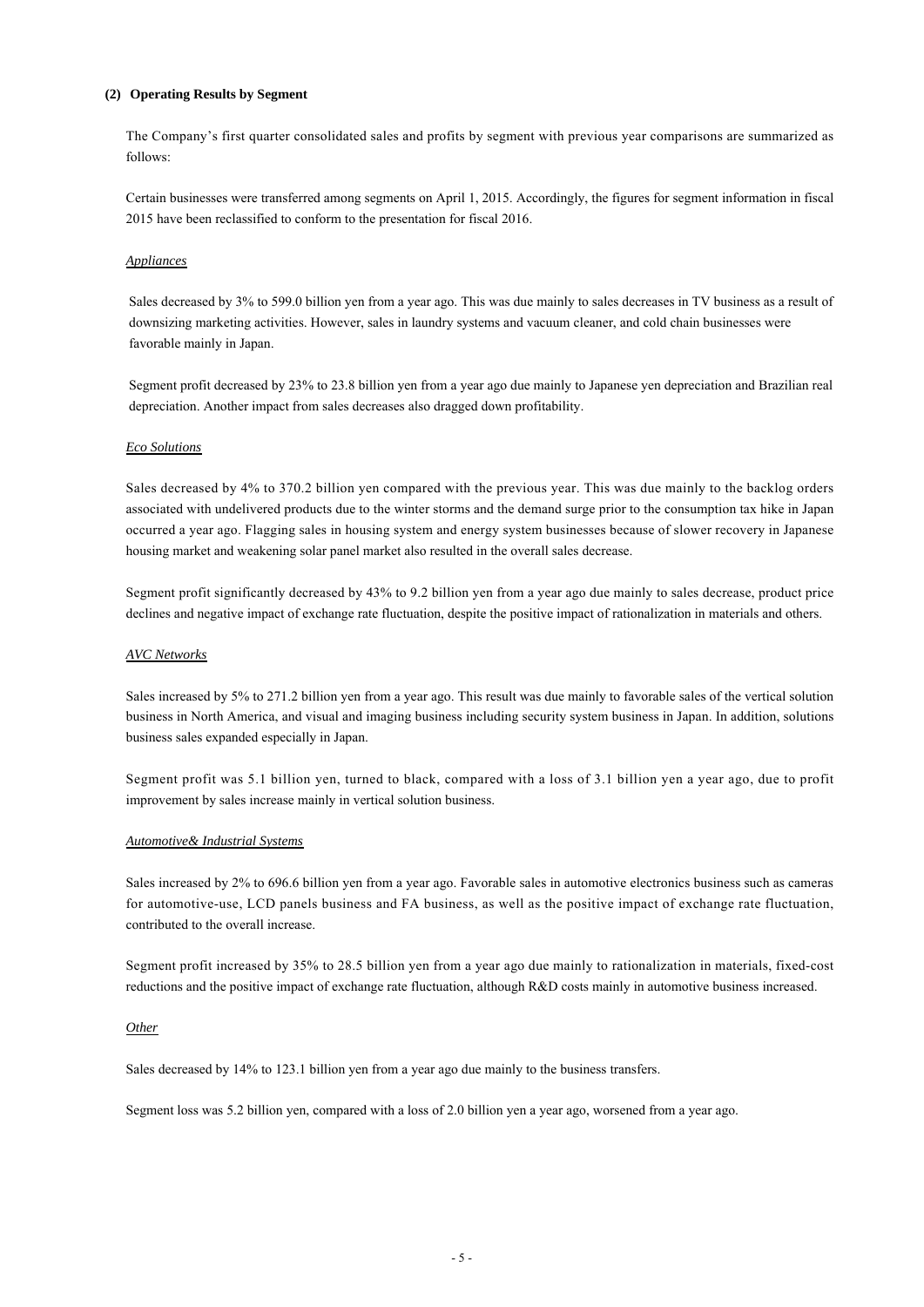### (2) Operating Results by Segment

The Company's first quarter consolidated sales and profits by segment with previous year comparisons are summarized as follows:

Certain businesses were transferred among segments on April 1, 2015. Accordingly, the figures for segment information in fiscal 2015 have been reclassified to conform to the presentation for fiscal 2016.

*Appliances*

Sales decreased by 3% to 599.0 billion yen from a year ago. This was due mainly to sales decreases in TV business as a result of downsizing marketing activities. However, sales in laundry systems and vacuum cleaner, and cold chain businesses were favorable mainly in Japan.

Segment profit decreased by 23% to 23.8 billion yen from a year ago due mainly to Japanese yen depreciation and Brazilian real depreciation. Another impact from sales decreases also dragged down profitability.

*Eco Solutions*

Sales decreased by 4% to 370.2 billion yen compared with the previous year. This was due mainly to the backlog orders associated with undelivered products due to the winter storms and the demand surge prior to the consumption tax hike in Japan occurred a year ago. Flagging sales in housing system and energy system businesses because of slower recovery in Japanese housing market and weakening solar panel market also resulted in the overall sales decrease.

Segment profit significantly decreased by 43% to 9.2 billion yen from a year ago due mainly to sales decrease, product price declines and negative impact of exchange rate fluctuation, despite the positive impact of rationalization in materials and others.

*AVC Networks*

Sales increased by 5% to 271.2 billion yen from a year ago. This result was due mainly to favorable sales of the vertical solution business in North America, and visual and imaging business including security system business in Japan. In addition, solutions business sales expanded especially in Japan.

Segment profit was 5.1 billion yen, turned to black, compared with a loss of 3.1 billion yen a year ago, due to profit improvement by sales increase mainly in vertical solution business.

*Automotive& Industrial Systems*

Sales increased by 2% to 696.6 billion yen from a year ago. Favorable sales in automotive electronics business such as cameras for automotive-use, LCD panels business and FA business, as well as the positive impact of exchange rate fluctuation, contributed to the overall increase.

Segment profit increased by 35% to 28.5 billion yen from a year ago due mainly to rationalization in materials, fixed-cost reductions and the positive impact of exchange rate fluctuation, although R&D costs mainly in automotive business increased.

*Other*

Sales decreased by 14% to 123.1 billion yen from a year ago due mainly to the business transfers.

Segment loss was 5.2 billion yen, compared with a loss of 2.0 billion yen a year ago, worsened from a year ago.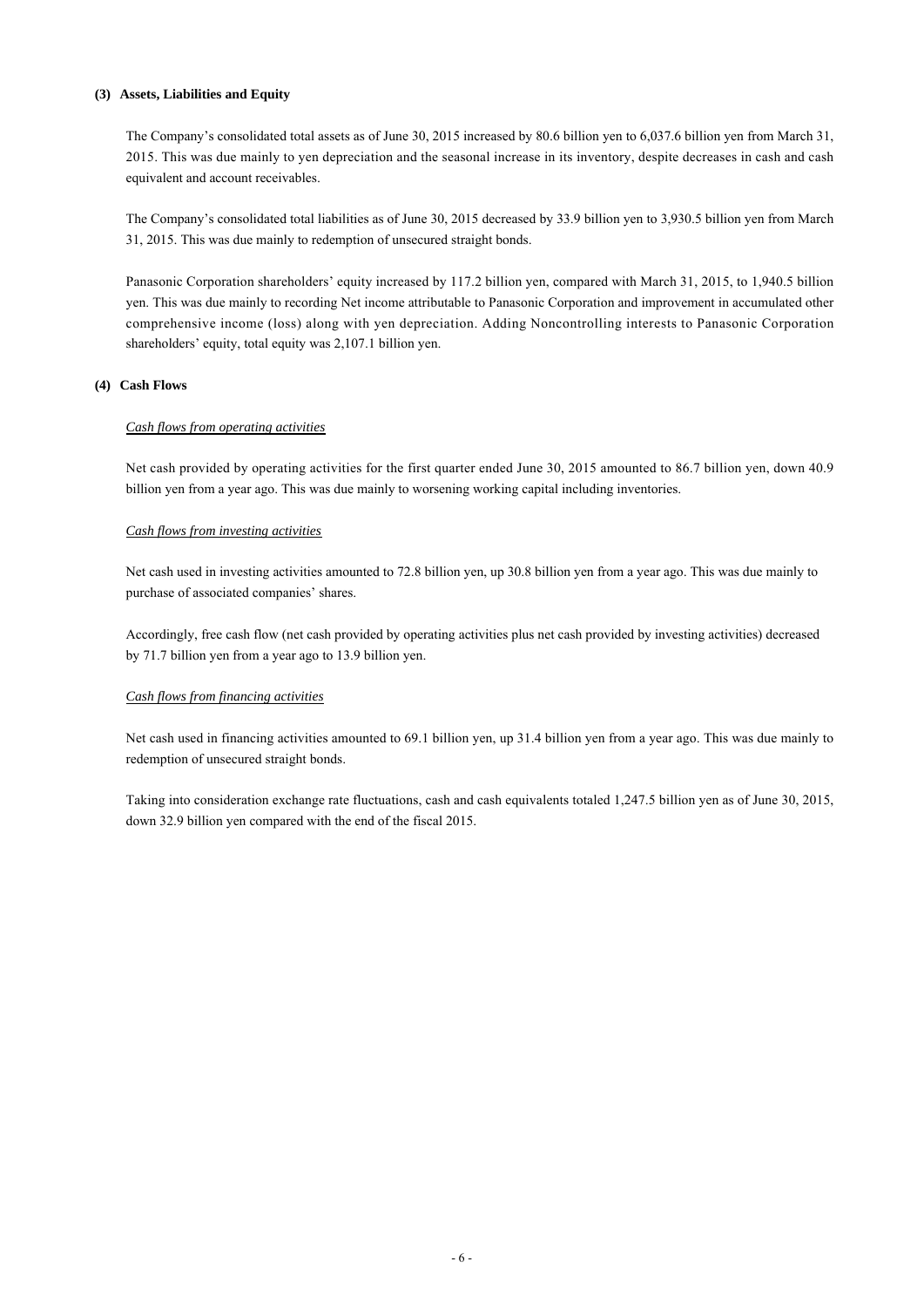### (3) Assets, Liabilities and Equity

The Company's consolidated total assets as of June 30, 2015 increased by 80.6 billion yen to 6,037.6 billion yen from March 31, 2015. This was due mainly to yen depreciation and the seasonal increase in its inventory, despite decreases in cash and cash equivalent and account receivables.

The Company's consolidated total liabilities as of June 30, 2015 decreased by 33.9 billion yen to 3,930.5 billion yen from March 31, 2015. This was due mainly to redemption of unsecured straight bonds.

Panasonic Corporation shareholders' equity increased by 117.2 billion yen, compared with March 31, 2015, to 1,940.5 billion yen. This was due mainly to recording Net income attributable to Panasonic Corporation and improvement in accumulated other comprehensive income (loss) along with yen depreciation. Adding Noncontrolling interests to Panasonic Corporation shareholders' equity, total equity was 2,107.1 billion yen.

### (4) Cash Flows

*Cash flows from operating activities*

Net cash provided by operating activities for the first quarter ended June 30, 2015 amounted to 86.7 billion yen, down 40.9 billion yen from a year ago. This was due mainly to worsening working capital including inventories.

*Cash flows from investing activities*

Net cash used in investing activities amounted to 72.8 billion yen, up 30.8 billion yen from a year ago. This was due mainly to purchase of associated companies' shares.

Accordingly, free cash flow (net cash provided by operating activities plus net cash provided by investing activities) decreased by 71.7 billion yen from a year ago to 13.9 billion yen.

*Cash flows from financing activities*

Net cash used in financing activities amounted to 69.1 billion yen, up 31.4 billion yen from a year ago. This was due mainly to redemption of unsecured straight bonds.

Taking into consideration exchange rate fluctuations, cash and cash equivalents totaled 1,247.5 billion yen as of June 30, 2015, down 32.9 billion yen compared with the end of the fiscal 2015.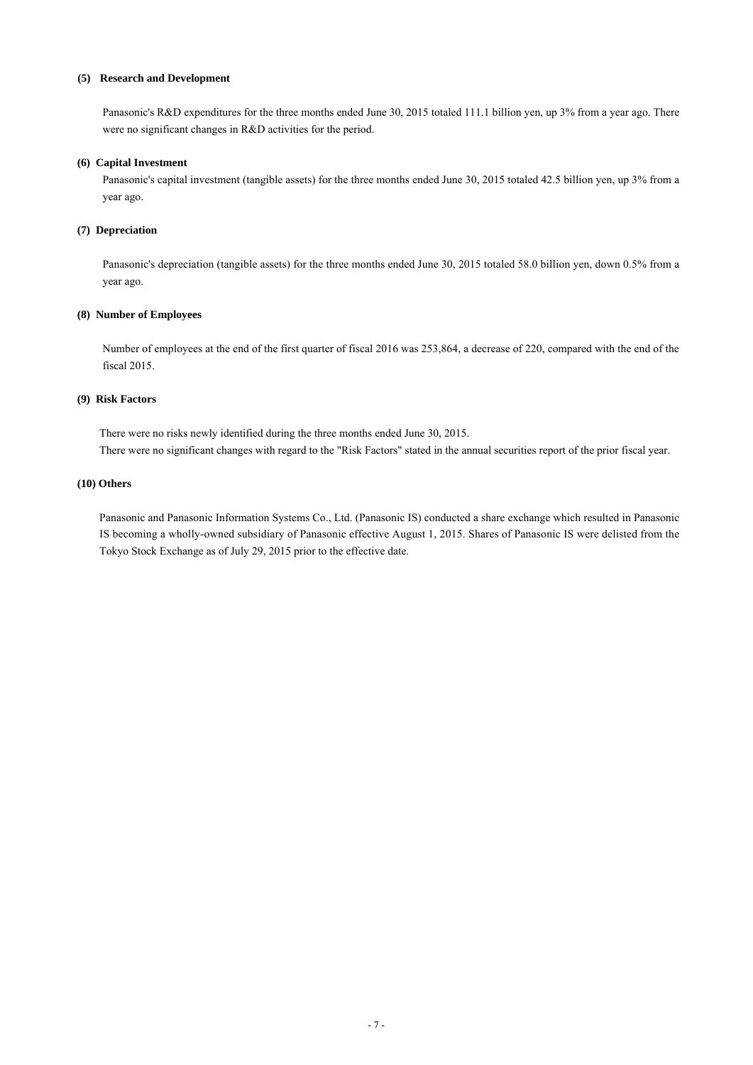#### (5) Research and Development

Panasonic's R&D expenditures for the three months ended June 30, 2015 totaled 111.1 billion yen, up 3% from a year ago. There were no significant changes in R&D activities for the period.

#### (6) Capital Investment

Panasonic's capital investment (tangible assets) for the three months ended June 30, 2015 totaled 42.5 billion yen, up 3% from a year ago.

#### (7) Depreciation

Panasonic's depreciation (tangible assets) for the three months ended June 30, 2015 totaled 58.0 billion yen, down 0.5% from a year ago.

#### (8) Number of Employees

Number of employees at the end of the first quarter of fiscal 2016 was 253,864, a decrease of 220, compared with the end of the fiscal 2015.

#### (9) Risk Factors

There were no risks newly identified during the three months ended June 30, 2015.
There were no significant changes with regard to the "Risk Factors" stated in the annual securities report of the prior fiscal year.

#### (10) Others

Panasonic and Panasonic Information Systems Co., Ltd. (Panasonic IS) conducted a share exchange which resulted in Panasonic IS becoming a wholly-owned subsidiary of Panasonic effective August 1, 2015. Shares of Panasonic IS were delisted from the Tokyo Stock Exchange as of July 29, 2015 prior to the effective date.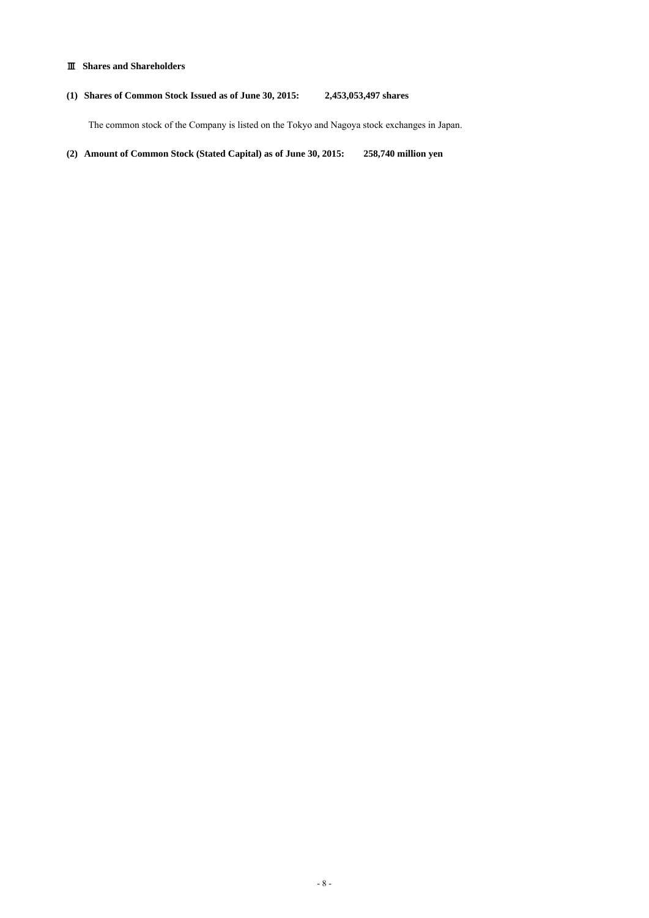## Ⅲ Shares and Shareholders

**(1) Shares of Common Stock Issued as of June 30, 2015: 2,453,053,497 shares**

The common stock of the Company is listed on the Tokyo and Nagoya stock exchanges in Japan.

**(2) Amount of Common Stock (Stated Capital) as of June 30, 2015: 258,740 million yen**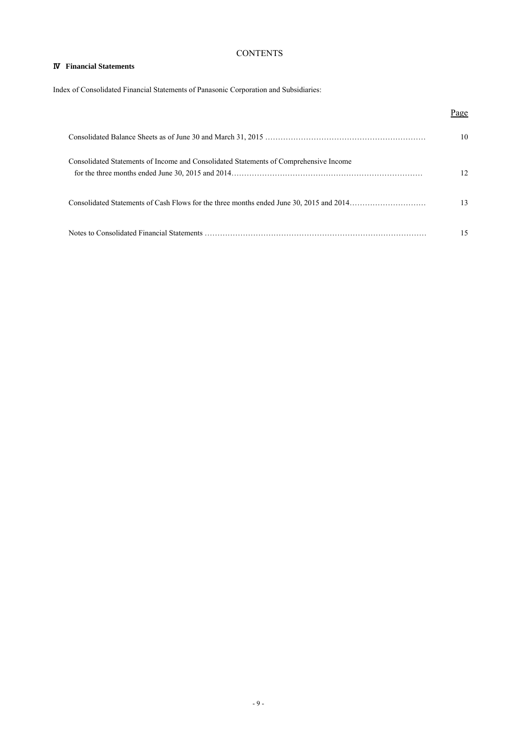# CONTENTS

## Ⅳ Financial Statements

Index of Consolidated Financial Statements of Panasonic Corporation and Subsidiaries:

| | Page |
|---|---|
| Consolidated Balance Sheets as of June 30 and March 31, 2015 ………………………………………………………… | 10 |
| Consolidated Statements of Income and Consolidated Statements of Comprehensive Income for the three months ended June 30, 2015 and 2014……………………………………………………………… | 12 |
| Consolidated Statements of Cash Flows for the three months ended June 30, 2015 and 2014………………………… | 13 |
| Notes to Consolidated Financial Statements ………………………………………………………………………… | 15 |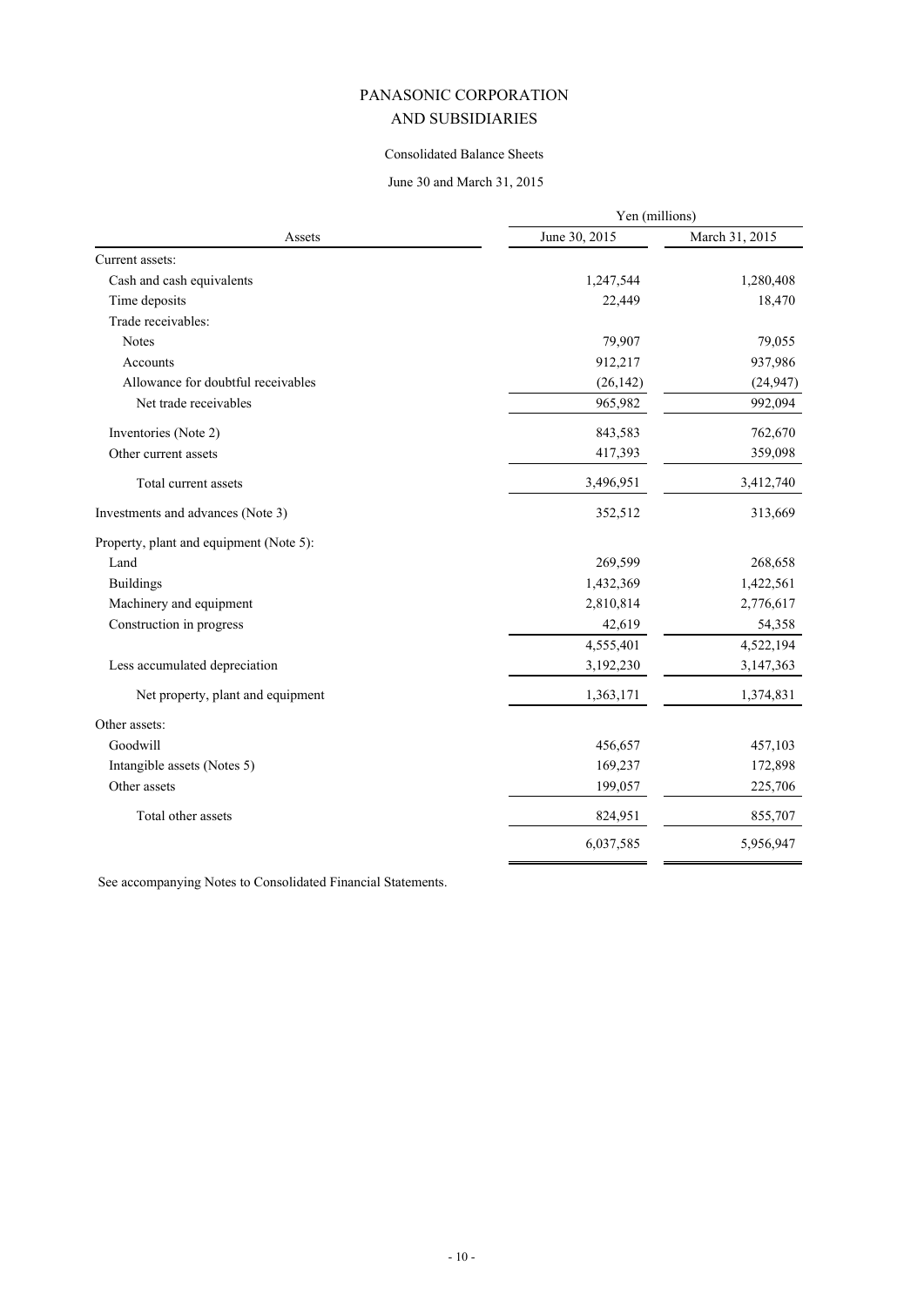# PANASONIC CORPORATION
# AND SUBSIDIARIES

## Consolidated Balance Sheets

### June 30 and March 31, 2015

| Assets | Yen (millions) June 30, 2015 | March 31, 2015 |
|---|---|---|
| Current assets: | | |
| Cash and cash equivalents | 1,247,544 | 1,280,408 |
| Time deposits | 22,449 | 18,470 |
| Trade receivables: | | |
| Notes | 79,907 | 79,055 |
| Accounts | 912,217 | 937,986 |
| Allowance for doubtful receivables | (26,142) | (24,947) |
| Net trade receivables | 965,982 | 992,094 |
| Inventories (Note 2) | 843,583 | 762,670 |
| Other current assets | 417,393 | 359,098 |
| Total current assets | 3,496,951 | 3,412,740 |
| Investments and advances (Note 3) | 352,512 | 313,669 |
| Property, plant and equipment (Note 5): | | |
| Land | 269,599 | 268,658 |
| Buildings | 1,432,369 | 1,422,561 |
| Machinery and equipment | 2,810,814 | 2,776,617 |
| Construction in progress | 42,619 | 54,358 |
| | 4,555,401 | 4,522,194 |
| Less accumulated depreciation | 3,192,230 | 3,147,363 |
| Net property, plant and equipment | 1,363,171 | 1,374,831 |
| Other assets: | | |
| Goodwill | 456,657 | 457,103 |
| Intangible assets (Notes 5) | 169,237 | 172,898 |
| Other assets | 199,057 | 225,706 |
| Total other assets | 824,951 | 855,707 |
| | 6,037,585 | 5,956,947 |

See accompanying Notes to Consolidated Financial Statements.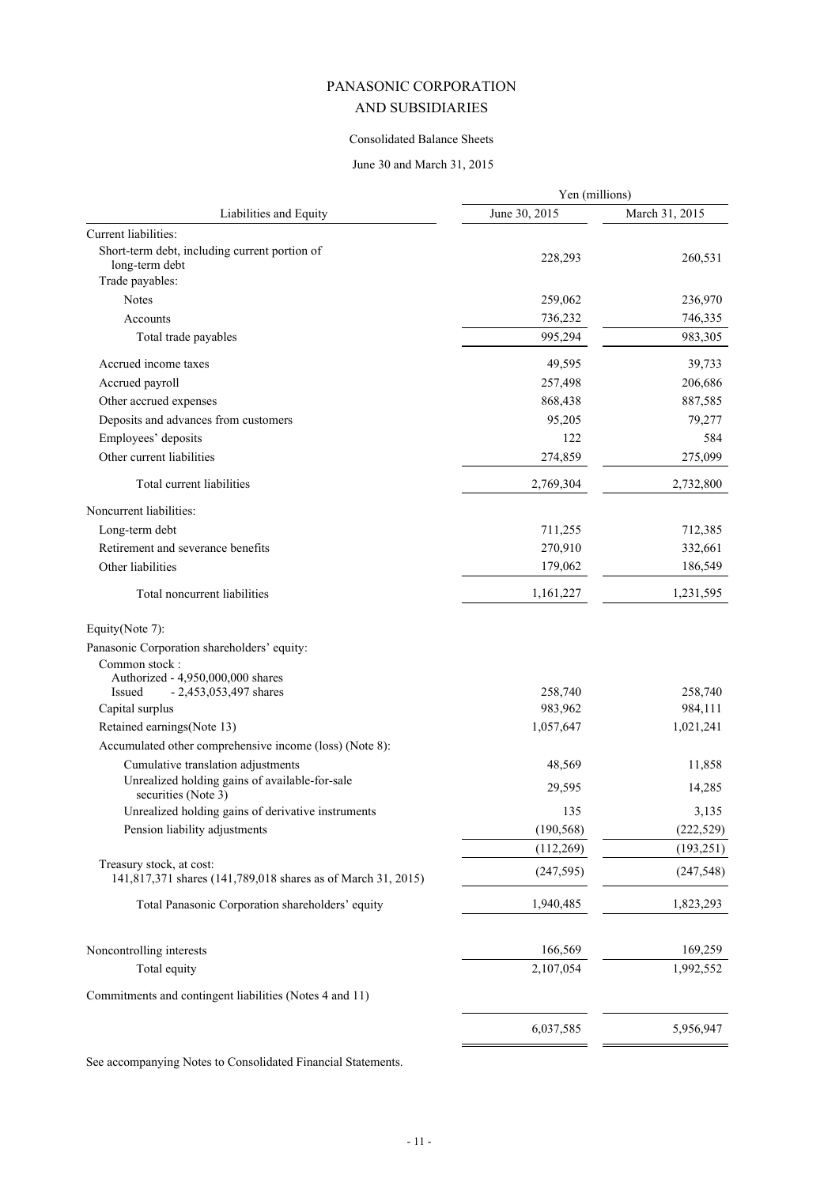# PANASONIC CORPORATION
# AND SUBSIDIARIES

Consolidated Balance Sheets

June 30 and March 31, 2015

| Liabilities and Equity | Yen (millions) June 30, 2015 | March 31, 2015 |
|---|---|---|
| Current liabilities: | | |
| Short-term debt, including current portion of long-term debt | 228,293 | 260,531 |
| Trade payables: | | |
| Notes | 259,062 | 236,970 |
| Accounts | 736,232 | 746,335 |
| Total trade payables | 995,294 | 983,305 |
| Accrued income taxes | 49,595 | 39,733 |
| Accrued payroll | 257,498 | 206,686 |
| Other accrued expenses | 868,438 | 887,585 |
| Deposits and advances from customers | 95,205 | 79,277 |
| Employees' deposits | 122 | 584 |
| Other current liabilities | 274,859 | 275,099 |
| Total current liabilities | 2,769,304 | 2,732,800 |
| Noncurrent liabilities: | | |
| Long-term debt | 711,255 | 712,385 |
| Retirement and severance benefits | 270,910 | 332,661 |
| Other liabilities | 179,062 | 186,549 |
| Total noncurrent liabilities | 1,161,227 | 1,231,595 |
| Equity(Note 7): | | |
| Panasonic Corporation shareholders' equity: | | |
| Common stock : Authorized - 4,950,000,000 shares Issued - 2,453,053,497 shares | 258,740 | 258,740 |
| Capital surplus | 983,962 | 984,111 |
| Retained earnings(Note 13) | 1,057,647 | 1,021,241 |
| Accumulated other comprehensive income (loss) (Note 8): | | |
| Cumulative translation adjustments | 48,569 | 11,858 |
| Unrealized holding gains of available-for-sale securities (Note 3) | 29,595 | 14,285 |
| Unrealized holding gains of derivative instruments | 135 | 3,135 |
| Pension liability adjustments | (190,568) | (222,529) |
| | (112,269) | (193,251) |
| Treasury stock, at cost: 141,817,371 shares (141,789,018 shares as of March 31, 2015) | (247,595) | (247,548) |
| Total Panasonic Corporation shareholders' equity | 1,940,485 | 1,823,293 |
| Noncontrolling interests | 166,569 | 169,259 |
| Total equity | 2,107,054 | 1,992,552 |
| Commitments and contingent liabilities (Notes 4 and 11) | | |
| | 6,037,585 | 5,956,947 |

See accompanying Notes to Consolidated Financial Statements.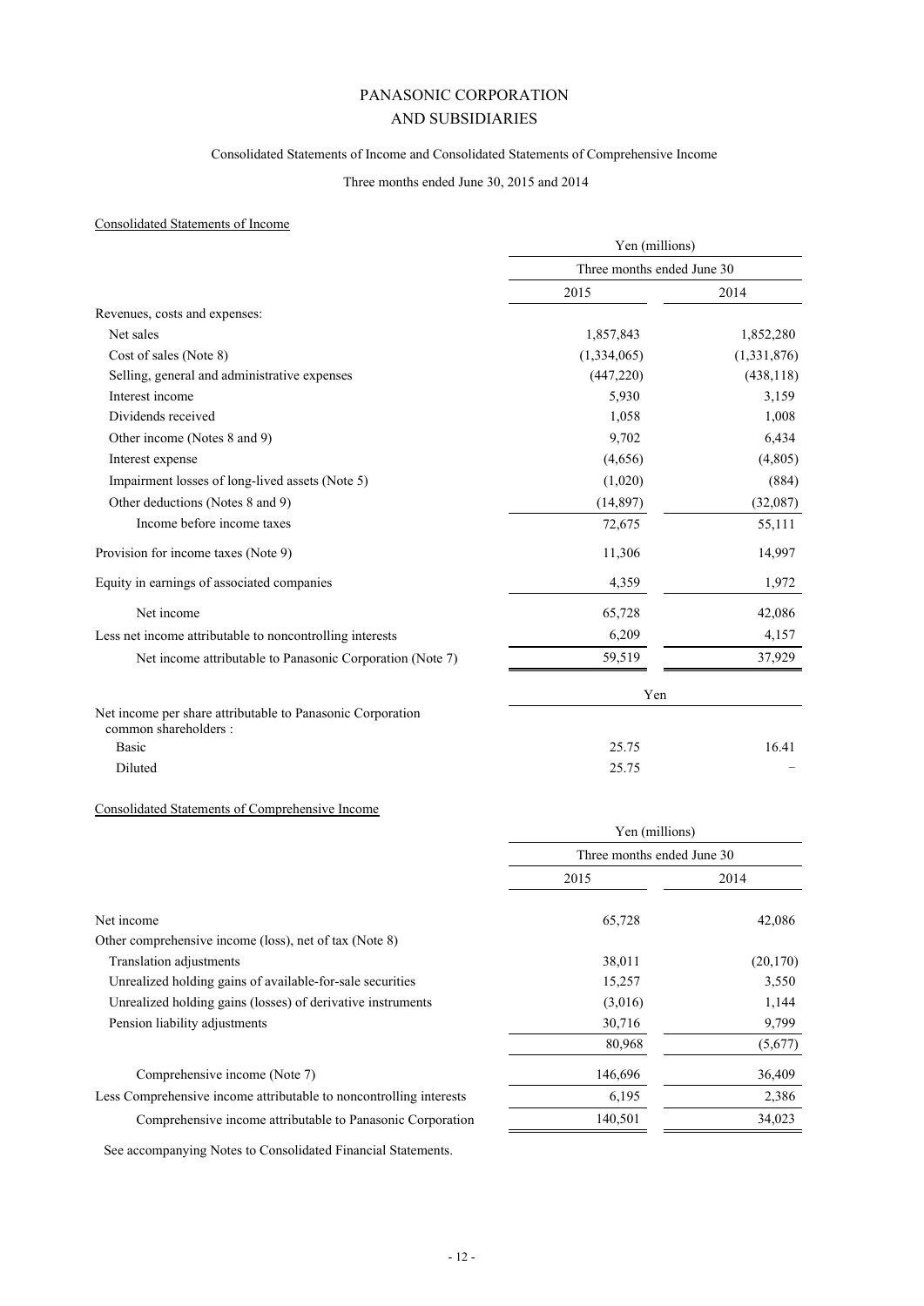# PANASONIC CORPORATION
# AND SUBSIDIARIES

## Consolidated Statements of Income and Consolidated Statements of Comprehensive Income

Three months ended June 30, 2015 and 2014

### Consolidated Statements of Income

| | Yen (millions) | |
|---|---|---|
| | Three months ended June 30 | |
| | 2015 | 2014 |
| Revenues, costs and expenses: | | |
| Net sales | 1,857,843 | 1,852,280 |
| Cost of sales (Note 8) | (1,334,065) | (1,331,876) |
| Selling, general and administrative expenses | (447,220) | (438,118) |
| Interest income | 5,930 | 3,159 |
| Dividends received | 1,058 | 1,008 |
| Other income (Notes 8 and 9) | 9,702 | 6,434 |
| Interest expense | (4,656) | (4,805) |
| Impairment losses of long-lived assets (Note 5) | (1,020) | (884) |
| Other deductions (Notes 8 and 9) | (14,897) | (32,087) |
| Income before income taxes | 72,675 | 55,111 |
| Provision for income taxes (Note 9) | 11,306 | 14,997 |
| Equity in earnings of associated companies | 4,359 | 1,972 |
| Net income | 65,728 | 42,086 |
| Less net income attributable to noncontrolling interests | 6,209 | 4,157 |
| Net income attributable to Panasonic Corporation (Note 7) | 59,519 | 37,929 |
| | Yen | |
| Net income per share attributable to Panasonic Corporation common shareholders : | | |
| Basic | 25.75 | 16.41 |
| Diluted | 25.75 | − |

### Consolidated Statements of Comprehensive Income

| | Yen (millions) | |
|---|---|---|
| | Three months ended June 30 | |
| | 2015 | 2014 |
| Net income | 65,728 | 42,086 |
| Other comprehensive income (loss), net of tax (Note 8) | | |
| Translation adjustments | 38,011 | (20,170) |
| Unrealized holding gains of available-for-sale securities | 15,257 | 3,550 |
| Unrealized holding gains (losses) of derivative instruments | (3,016) | 1,144 |
| Pension liability adjustments | 30,716 | 9,799 |
| | 80,968 | (5,677) |
| Comprehensive income (Note 7) | 146,696 | 36,409 |
| Less Comprehensive income attributable to noncontrolling interests | 6,195 | 2,386 |
| Comprehensive income attributable to Panasonic Corporation | 140,501 | 34,023 |

See accompanying Notes to Consolidated Financial Statements.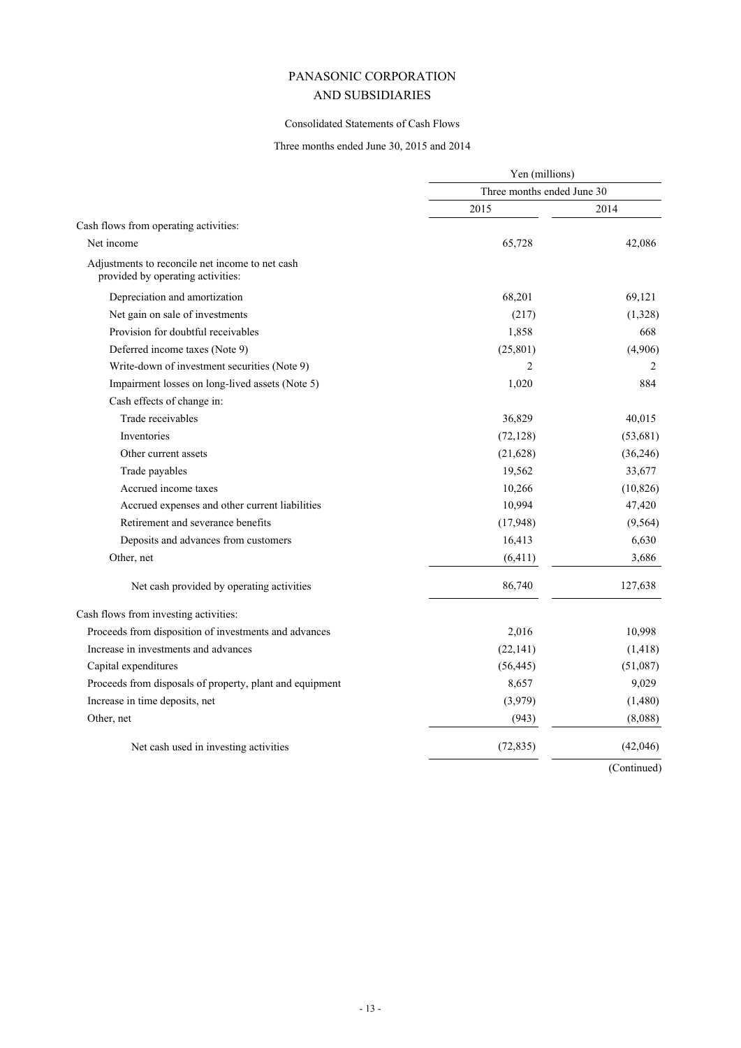# PANASONIC CORPORATION
# AND SUBSIDIARIES

## Consolidated Statements of Cash Flows

### Three months ended June 30, 2015 and 2014

| | Yen (millions) | |
|---|---|---|
| | Three months ended June 30 | |
| | 2015 | 2014 |
| Cash flows from operating activities: | | |
| Net income | 65,728 | 42,086 |
| Adjustments to reconcile net income to net cash provided by operating activities: | | |
| Depreciation and amortization | 68,201 | 69,121 |
| Net gain on sale of investments | (217) | (1,328) |
| Provision for doubtful receivables | 1,858 | 668 |
| Deferred income taxes (Note 9) | (25,801) | (4,906) |
| Write-down of investment securities (Note 9) | 2 | 2 |
| Impairment losses on long-lived assets (Note 5) | 1,020 | 884 |
| Cash effects of change in: | | |
| Trade receivables | 36,829 | 40,015 |
| Inventories | (72,128) | (53,681) |
| Other current assets | (21,628) | (36,246) |
| Trade payables | 19,562 | 33,677 |
| Accrued income taxes | 10,266 | (10,826) |
| Accrued expenses and other current liabilities | 10,994 | 47,420 |
| Retirement and severance benefits | (17,948) | (9,564) |
| Deposits and advances from customers | 16,413 | 6,630 |
| Other, net | (6,411) | 3,686 |
| Net cash provided by operating activities | 86,740 | 127,638 |
| Cash flows from investing activities: | | |
| Proceeds from disposition of investments and advances | 2,016 | 10,998 |
| Increase in investments and advances | (22,141) | (1,418) |
| Capital expenditures | (56,445) | (51,087) |
| Proceeds from disposals of property, plant and equipment | 8,657 | 9,029 |
| Increase in time deposits, net | (3,979) | (1,480) |
| Other, net | (943) | (8,088) |
| Net cash used in investing activities | (72,835) | (42,046) |

(Continued)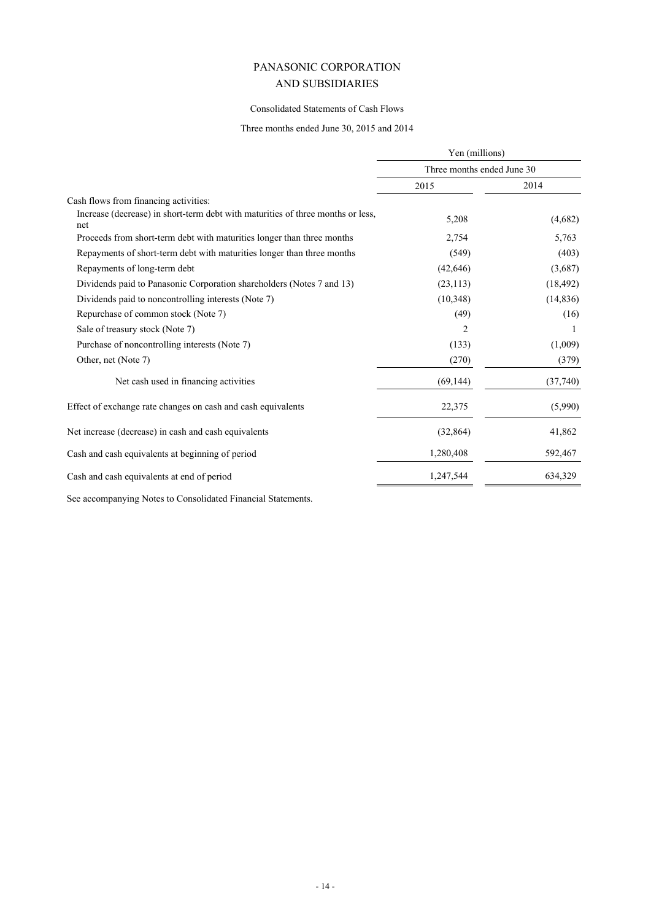# PANASONIC CORPORATION
# AND SUBSIDIARIES

## Consolidated Statements of Cash Flows

### Three months ended June 30, 2015 and 2014

| | Yen (millions) | |
|---|---|---|
| | Three months ended June 30 | |
| | 2015 | 2014 |
| Cash flows from financing activities: | | |
| Increase (decrease) in short-term debt with maturities of three months or less, net | 5,208 | (4,682) |
| Proceeds from short-term debt with maturities longer than three months | 2,754 | 5,763 |
| Repayments of short-term debt with maturities longer than three months | (549) | (403) |
| Repayments of long-term debt | (42,646) | (3,687) |
| Dividends paid to Panasonic Corporation shareholders (Notes 7 and 13) | (23,113) | (18,492) |
| Dividends paid to noncontrolling interests (Note 7) | (10,348) | (14,836) |
| Repurchase of common stock (Note 7) | (49) | (16) |
| Sale of treasury stock (Note 7) | 2 | 1 |
| Purchase of noncontrolling interests (Note 7) | (133) | (1,009) |
| Other, net (Note 7) | (270) | (379) |
| Net cash used in financing activities | (69,144) | (37,740) |
| Effect of exchange rate changes on cash and cash equivalents | 22,375 | (5,990) |
| Net increase (decrease) in cash and cash equivalents | (32,864) | 41,862 |
| Cash and cash equivalents at beginning of period | 1,280,408 | 592,467 |
| Cash and cash equivalents at end of period | 1,247,544 | 634,329 |

See accompanying Notes to Consolidated Financial Statements.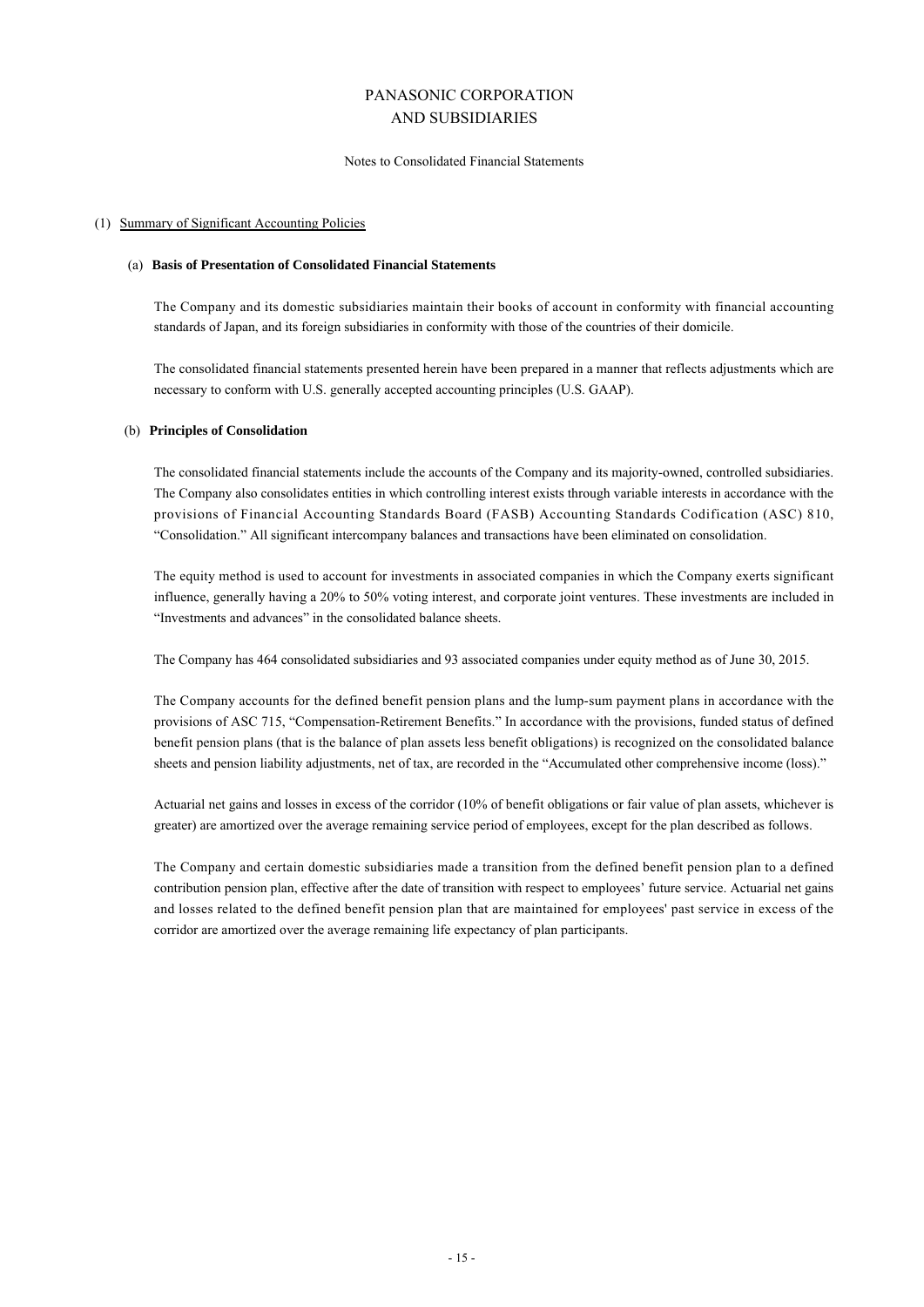# PANASONIC CORPORATION
# AND SUBSIDIARIES

Notes to Consolidated Financial Statements

## (1) Summary of Significant Accounting Policies

### (a) **Basis of Presentation of Consolidated Financial Statements**

The Company and its domestic subsidiaries maintain their books of account in conformity with financial accounting standards of Japan, and its foreign subsidiaries in conformity with those of the countries of their domicile.

The consolidated financial statements presented herein have been prepared in a manner that reflects adjustments which are necessary to conform with U.S. generally accepted accounting principles (U.S. GAAP).

### (b) **Principles of Consolidation**

The consolidated financial statements include the accounts of the Company and its majority-owned, controlled subsidiaries. The Company also consolidates entities in which controlling interest exists through variable interests in accordance with the provisions of Financial Accounting Standards Board (FASB) Accounting Standards Codification (ASC) 810, "Consolidation." All significant intercompany balances and transactions have been eliminated on consolidation.

The equity method is used to account for investments in associated companies in which the Company exerts significant influence, generally having a 20% to 50% voting interest, and corporate joint ventures. These investments are included in "Investments and advances" in the consolidated balance sheets.

The Company has 464 consolidated subsidiaries and 93 associated companies under equity method as of June 30, 2015.

The Company accounts for the defined benefit pension plans and the lump-sum payment plans in accordance with the provisions of ASC 715, "Compensation-Retirement Benefits." In accordance with the provisions, funded status of defined benefit pension plans (that is the balance of plan assets less benefit obligations) is recognized on the consolidated balance sheets and pension liability adjustments, net of tax, are recorded in the "Accumulated other comprehensive income (loss)."

Actuarial net gains and losses in excess of the corridor (10% of benefit obligations or fair value of plan assets, whichever is greater) are amortized over the average remaining service period of employees, except for the plan described as follows.

The Company and certain domestic subsidiaries made a transition from the defined benefit pension plan to a defined contribution pension plan, effective after the date of transition with respect to employees' future service. Actuarial net gains and losses related to the defined benefit pension plan that are maintained for employees' past service in excess of the corridor are amortized over the average remaining life expectancy of plan participants.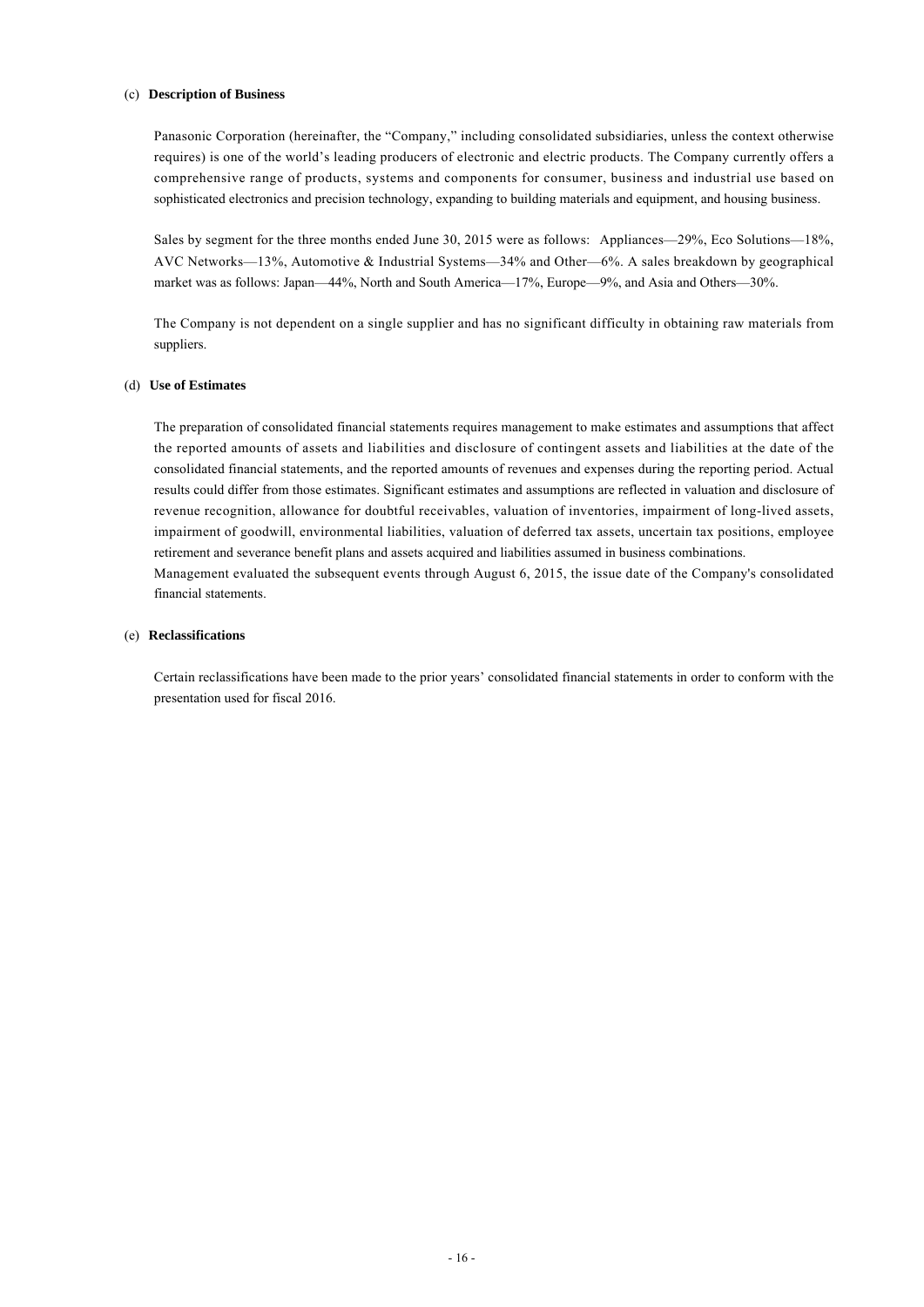(c) **Description of Business**

Panasonic Corporation (hereinafter, the "Company," including consolidated subsidiaries, unless the context otherwise requires) is one of the world's leading producers of electronic and electric products. The Company currently offers a comprehensive range of products, systems and components for consumer, business and industrial use based on sophisticated electronics and precision technology, expanding to building materials and equipment, and housing business.

Sales by segment for the three months ended June 30, 2015 were as follows: Appliances—29%, Eco Solutions—18%, AVC Networks—13%, Automotive & Industrial Systems—34% and Other—6%. A sales breakdown by geographical market was as follows: Japan—44%, North and South America—17%, Europe—9%, and Asia and Others—30%.

The Company is not dependent on a single supplier and has no significant difficulty in obtaining raw materials from suppliers.

(d) **Use of Estimates**

The preparation of consolidated financial statements requires management to make estimates and assumptions that affect the reported amounts of assets and liabilities and disclosure of contingent assets and liabilities at the date of the consolidated financial statements, and the reported amounts of revenues and expenses during the reporting period. Actual results could differ from those estimates. Significant estimates and assumptions are reflected in valuation and disclosure of revenue recognition, allowance for doubtful receivables, valuation of inventories, impairment of long-lived assets, impairment of goodwill, environmental liabilities, valuation of deferred tax assets, uncertain tax positions, employee retirement and severance benefit plans and assets acquired and liabilities assumed in business combinations.
Management evaluated the subsequent events through August 6, 2015, the issue date of the Company's consolidated financial statements.

(e) **Reclassifications**

Certain reclassifications have been made to the prior years' consolidated financial statements in order to conform with the presentation used for fiscal 2016.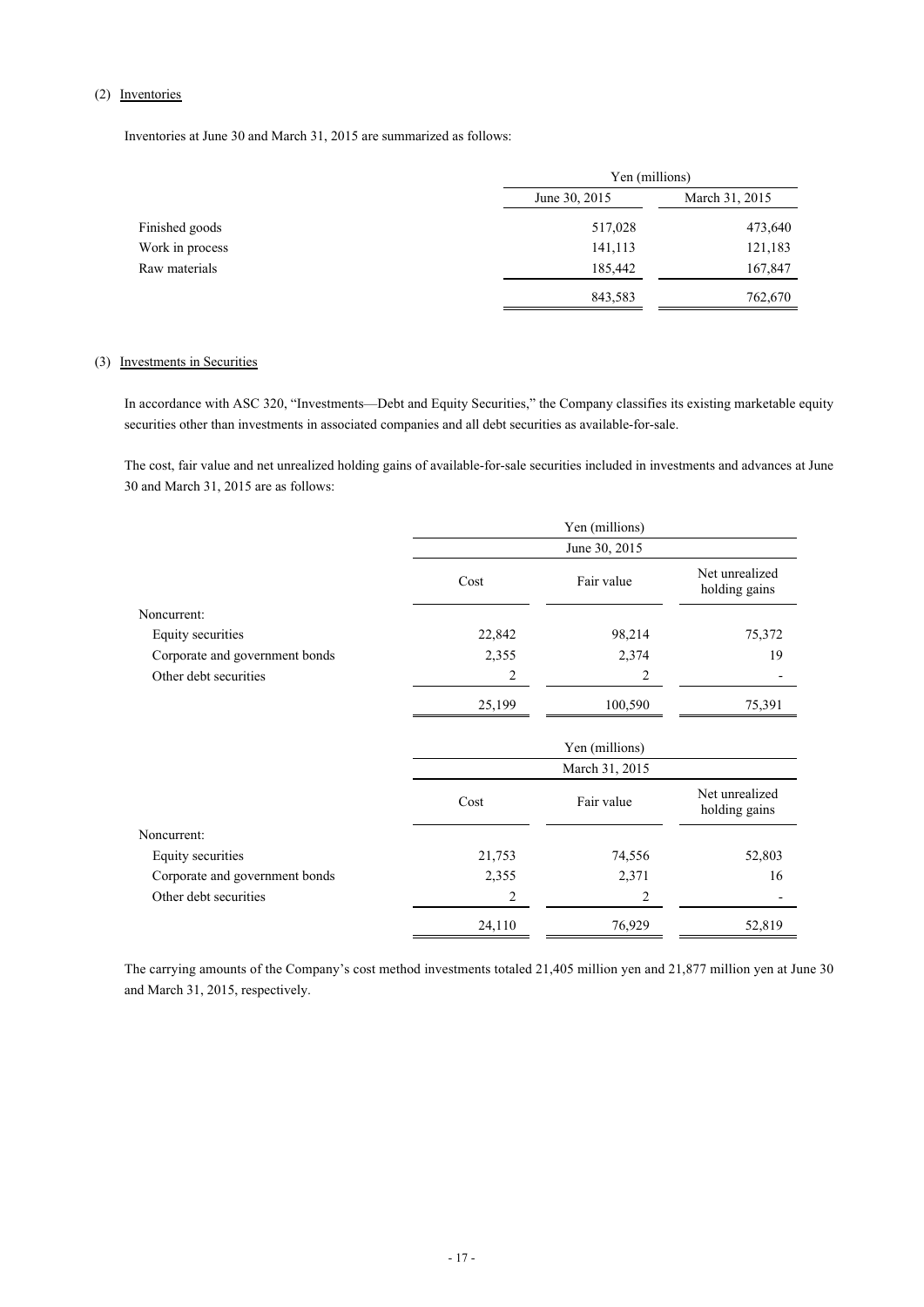(2) Inventories

Inventories at June 30 and March 31, 2015 are summarized as follows:

| | Yen (millions) | |
|---|---|---|
| | June 30, 2015 | March 31, 2015 |
| Finished goods | 517,028 | 473,640 |
| Work in process | 141,113 | 121,183 |
| Raw materials | 185,442 | 167,847 |
| | 843,583 | 762,670 |

(3) Investments in Securities

In accordance with ASC 320, "Investments—Debt and Equity Securities," the Company classifies its existing marketable equity securities other than investments in associated companies and all debt securities as available-for-sale.

The cost, fair value and net unrealized holding gains of available-for-sale securities included in investments and advances at June 30 and March 31, 2015 are as follows:

| | Yen (millions) | | |
|---|---|---|---|
| | June 30, 2015 | | |
| | Cost | Fair value | Net unrealized holding gains |
| Noncurrent: | | | |
| Equity securities | 22,842 | 98,214 | 75,372 |
| Corporate and government bonds | 2,355 | 2,374 | 19 |
| Other debt securities | 2 | 2 | - |
| | 25,199 | 100,590 | 75,391 |

| | Yen (millions) | | |
|---|---|---|---|
| | March 31, 2015 | | |
| | Cost | Fair value | Net unrealized holding gains |
| Noncurrent: | | | |
| Equity securities | 21,753 | 74,556 | 52,803 |
| Corporate and government bonds | 2,355 | 2,371 | 16 |
| Other debt securities | 2 | 2 | - |
| | 24,110 | 76,929 | 52,819 |

The carrying amounts of the Company's cost method investments totaled 21,405 million yen and 21,877 million yen at June 30 and March 31, 2015, respectively.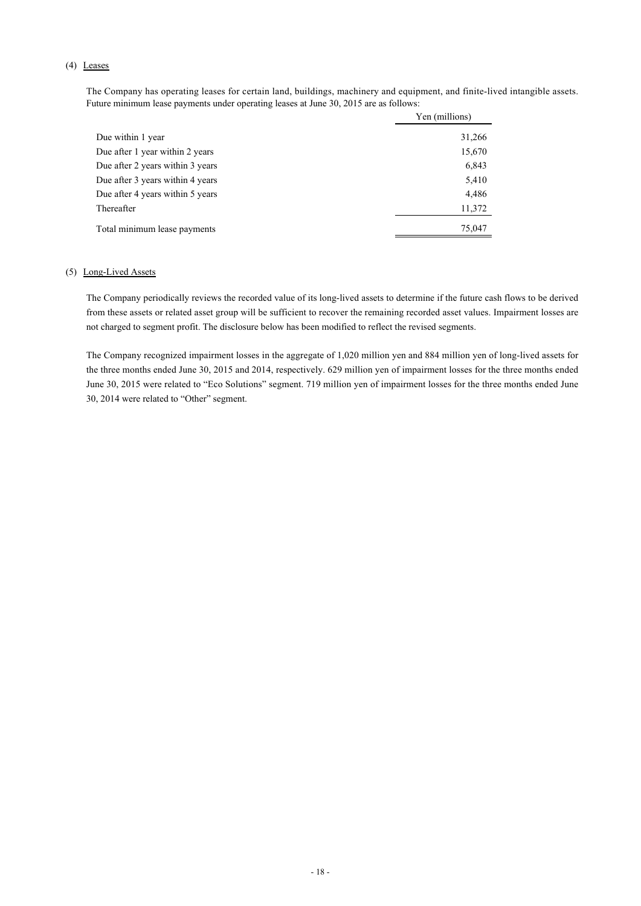(4) Leases

The Company has operating leases for certain land, buildings, machinery and equipment, and finite-lived intangible assets. Future minimum lease payments under operating leases at June 30, 2015 are as follows:

| | Yen (millions) |
|---|---|
| Due within 1 year | 31,266 |
| Due after 1 year within 2 years | 15,670 |
| Due after 2 years within 3 years | 6,843 |
| Due after 3 years within 4 years | 5,410 |
| Due after 4 years within 5 years | 4,486 |
| Thereafter | 11,372 |
| Total minimum lease payments | 75,047 |

(5) Long-Lived Assets

The Company periodically reviews the recorded value of its long-lived assets to determine if the future cash flows to be derived from these assets or related asset group will be sufficient to recover the remaining recorded asset values. Impairment losses are not charged to segment profit. The disclosure below has been modified to reflect the revised segments.

The Company recognized impairment losses in the aggregate of 1,020 million yen and 884 million yen of long-lived assets for the three months ended June 30, 2015 and 2014, respectively. 629 million yen of impairment losses for the three months ended June 30, 2015 were related to "Eco Solutions" segment. 719 million yen of impairment losses for the three months ended June 30, 2014 were related to "Other" segment.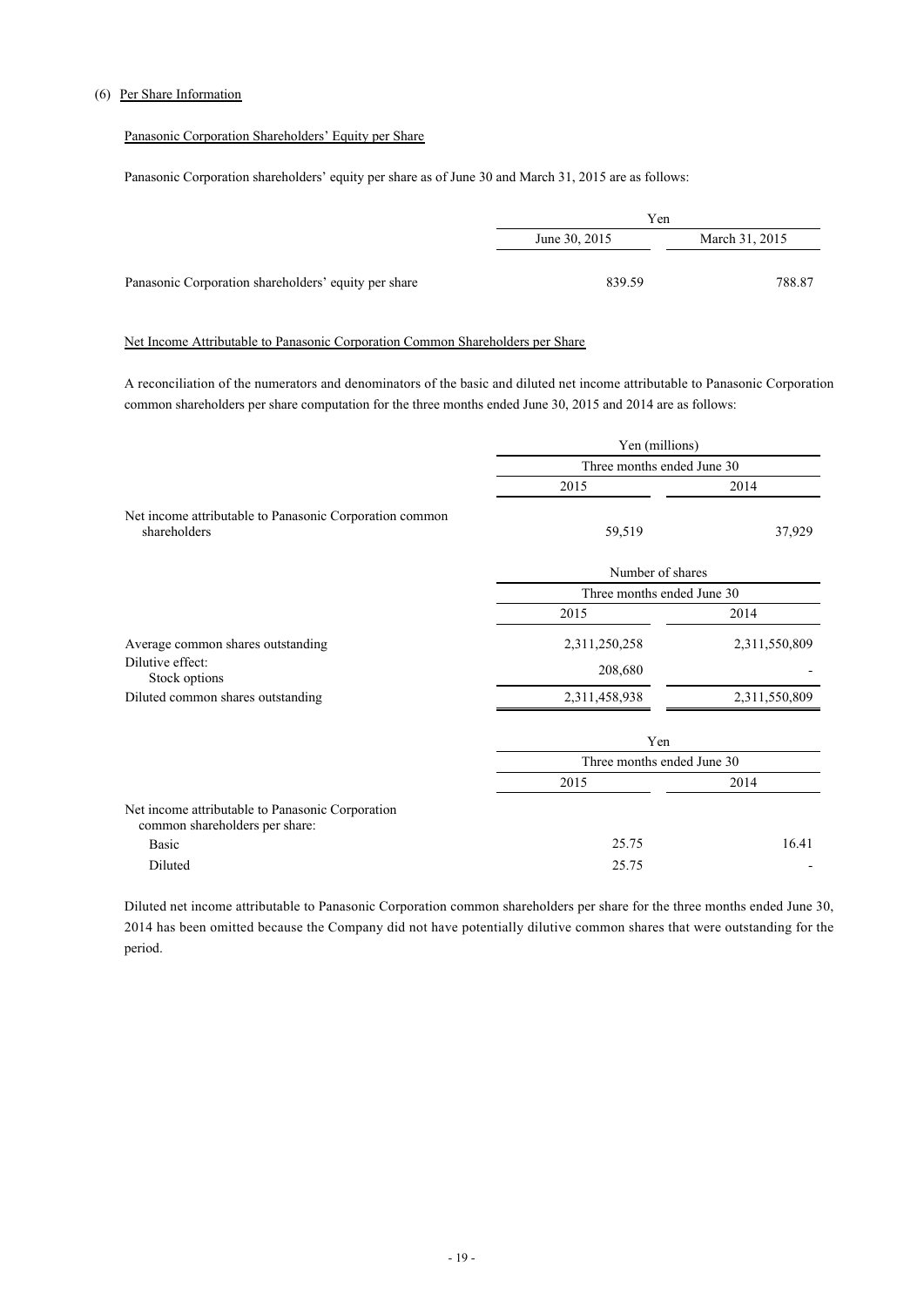(6) Per Share Information

Panasonic Corporation Shareholders' Equity per Share

Panasonic Corporation shareholders' equity per share as of June 30 and March 31, 2015 are as follows:

| | Yen | |
|---|---|---|
| | June 30, 2015 | March 31, 2015 |
| Panasonic Corporation shareholders' equity per share | 839.59 | 788.87 |

Net Income Attributable to Panasonic Corporation Common Shareholders per Share

A reconciliation of the numerators and denominators of the basic and diluted net income attributable to Panasonic Corporation common shareholders per share computation for the three months ended June 30, 2015 and 2014 are as follows:

| | Yen (millions) | |
|---|---|---|
| | Three months ended June 30 | |
| | 2015 | 2014 |
| Net income attributable to Panasonic Corporation common shareholders | 59,519 | 37,929 |

| | Number of shares | |
|---|---|---|
| | Three months ended June 30 | |
| | 2015 | 2014 |
| Average common shares outstanding | 2,311,250,258 | 2,311,550,809 |
| Dilutive effect: Stock options | 208,680 | - |
| Diluted common shares outstanding | 2,311,458,938 | 2,311,550,809 |

| | Yen | |
|---|---|---|
| | Three months ended June 30 | |
| | 2015 | 2014 |
| Net income attributable to Panasonic Corporation common shareholders per share: | | |
| Basic | 25.75 | 16.41 |
| Diluted | 25.75 | - |

Diluted net income attributable to Panasonic Corporation common shareholders per share for the three months ended June 30, 2014 has been omitted because the Company did not have potentially dilutive common shares that were outstanding for the period.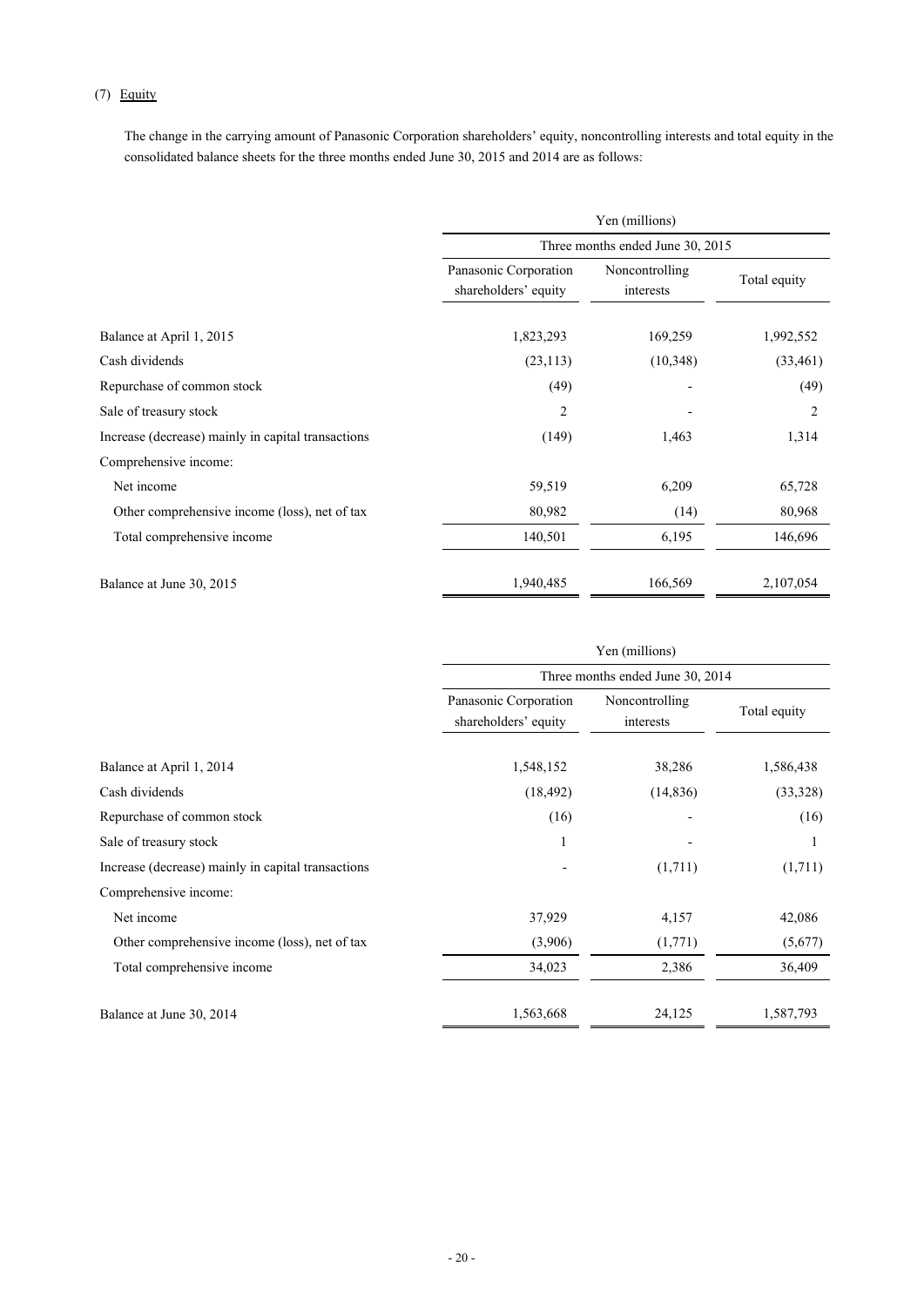(7) Equity

The change in the carrying amount of Panasonic Corporation shareholders' equity, noncontrolling interests and total equity in the consolidated balance sheets for the three months ended June 30, 2015 and 2014 are as follows:

| | Yen (millions) | | |
|---|---|---|---|
| | Three months ended June 30, 2015 | | |
| | Panasonic Corporation shareholders' equity | Noncontrolling interests | Total equity |
| Balance at April 1, 2015 | 1,823,293 | 169,259 | 1,992,552 |
| Cash dividends | (23,113) | (10,348) | (33,461) |
| Repurchase of common stock | (49) | - | (49) |
| Sale of treasury stock | 2 | - | 2 |
| Increase (decrease) mainly in capital transactions | (149) | 1,463 | 1,314 |
| Comprehensive income: | | | |
| Net income | 59,519 | 6,209 | 65,728 |
| Other comprehensive income (loss), net of tax | 80,982 | (14) | 80,968 |
| Total comprehensive income | 140,501 | 6,195 | 146,696 |
| Balance at June 30, 2015 | 1,940,485 | 166,569 | 2,107,054 |

| | Yen (millions) | | |
|---|---|---|---|
| | Three months ended June 30, 2014 | | |
| | Panasonic Corporation shareholders' equity | Noncontrolling interests | Total equity |
| Balance at April 1, 2014 | 1,548,152 | 38,286 | 1,586,438 |
| Cash dividends | (18,492) | (14,836) | (33,328) |
| Repurchase of common stock | (16) | - | (16) |
| Sale of treasury stock | 1 | - | 1 |
| Increase (decrease) mainly in capital transactions | - | (1,711) | (1,711) |
| Comprehensive income: | | | |
| Net income | 37,929 | 4,157 | 42,086 |
| Other comprehensive income (loss), net of tax | (3,906) | (1,771) | (5,677) |
| Total comprehensive income | 34,023 | 2,386 | 36,409 |
| Balance at June 30, 2014 | 1,563,668 | 24,125 | 1,587,793 |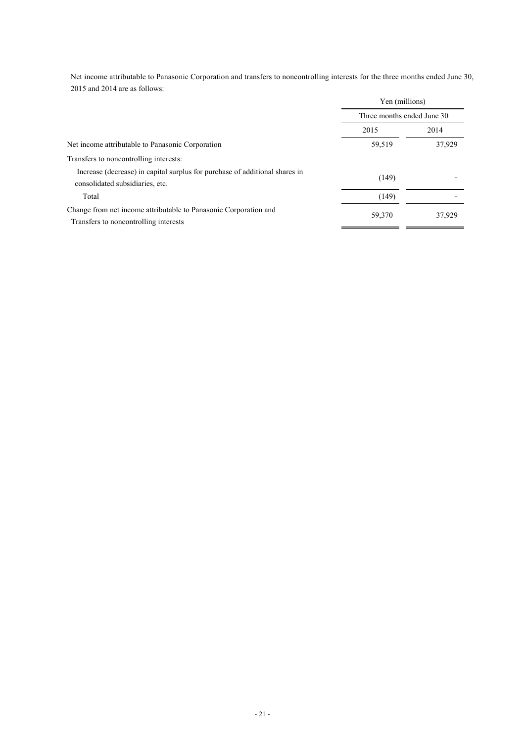Net income attributable to Panasonic Corporation and transfers to noncontrolling interests for the three months ended June 30, 2015 and 2014 are as follows:

| | Yen (millions) | |
|---|---|---|
| | Three months ended June 30 | |
| | 2015 | 2014 |
| Net income attributable to Panasonic Corporation | 59,519 | 37,929 |
| Transfers to noncontrolling interests: | | |
| Increase (decrease) in capital surplus for purchase of additional shares in consolidated subsidiaries, etc. | (149) | − |
| Total | (149) | − |
| Change from net income attributable to Panasonic Corporation and Transfers to noncontrolling interests | 59,370 | 37,929 |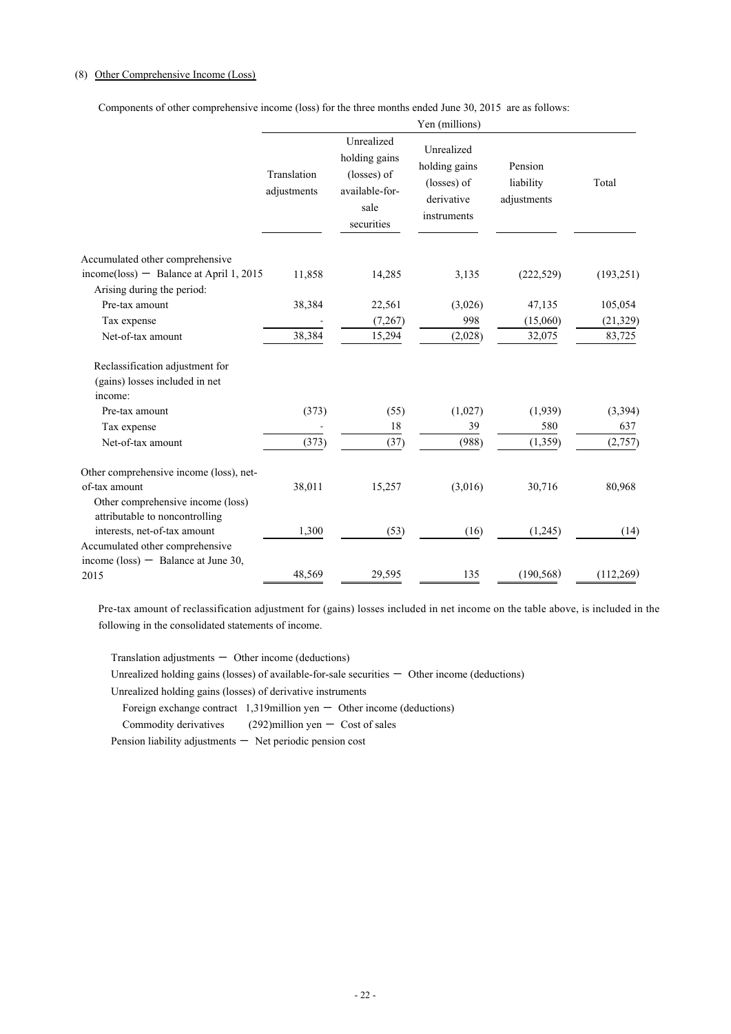(8) Other Comprehensive Income (Loss)

Components of other comprehensive income (loss) for the three months ended June 30, 2015 are as follows:

| | Yen (millions) | | | | |
|---|---|---|---|---|---|
| | Translation adjustments | Unrealized holding gains (losses) of available-for-sale securities | Unrealized holding gains (losses) of derivative instruments | Pension liability adjustments | Total |
| Accumulated other comprehensive income(loss) ― Balance at April 1, 2015 | 11,858 | 14,285 | 3,135 | (222,529) | (193,251) |
| Arising during the period: | | | | | |
| Pre-tax amount | 38,384 | 22,561 | (3,026) | 47,135 | 105,054 |
| Tax expense | - | (7,267) | 998 | (15,060) | (21,329) |
| Net-of-tax amount | 38,384 | 15,294 | (2,028) | 32,075 | 83,725 |
| Reclassification adjustment for (gains) losses included in net income: | | | | | |
| Pre-tax amount | (373) | (55) | (1,027) | (1,939) | (3,394) |
| Tax expense | - | 18 | 39 | 580 | 637 |
| Net-of-tax amount | (373) | (37) | (988) | (1,359) | (2,757) |
| Other comprehensive income (loss), net-of-tax amount | 38,011 | 15,257 | (3,016) | 30,716 | 80,968 |
| Other comprehensive income (loss) attributable to noncontrolling interests, net-of-tax amount | 1,300 | (53) | (16) | (1,245) | (14) |
| Accumulated other comprehensive income (loss) ― Balance at June 30, 2015 | 48,569 | 29,595 | 135 | (190,568) | (112,269) |

Pre-tax amount of reclassification adjustment for (gains) losses included in net income on the table above, is included in the following in the consolidated statements of income.

Translation adjustments ― Other income (deductions)

Unrealized holding gains (losses) of available-for-sale securities ― Other income (deductions)

Unrealized holding gains (losses) of derivative instruments

Foreign exchange contract 1,319million yen ― Other income (deductions)

Commodity derivatives (292)million yen ― Cost of sales

Pension liability adjustments ― Net periodic pension cost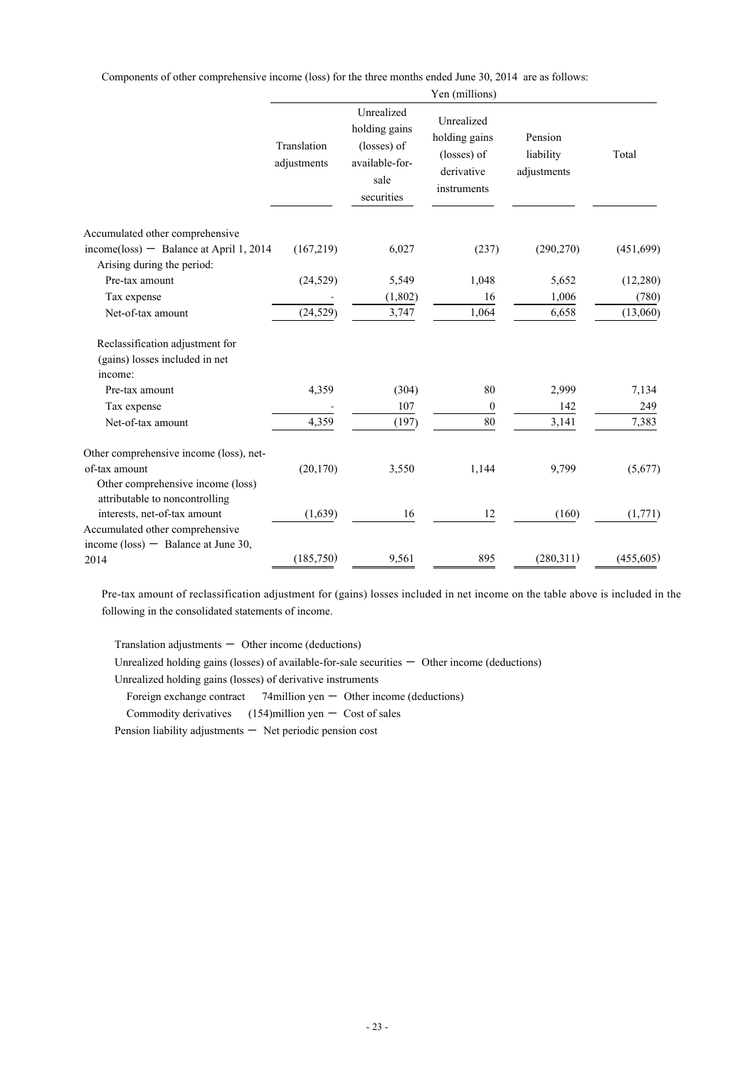Components of other comprehensive income (loss) for the three months ended June 30, 2014 are as follows:

| | Yen (millions) | | | | |
|---|---|---|---|---|---|
| | Translation adjustments | Unrealized holding gains (losses) of available-for-sale securities | Unrealized holding gains (losses) of derivative instruments | Pension liability adjustments | Total |
| Accumulated other comprehensive income(loss) ─ Balance at April 1, 2014 | (167,219) | 6,027 | (237) | (290,270) | (451,699) |
| Arising during the period: | | | | | |
| Pre-tax amount | (24,529) | 5,549 | 1,048 | 5,652 | (12,280) |
| Tax expense | - | (1,802) | 16 | 1,006 | (780) |
| Net-of-tax amount | (24,529) | 3,747 | 1,064 | 6,658 | (13,060) |
| Reclassification adjustment for (gains) losses included in net income: | | | | | |
| Pre-tax amount | 4,359 | (304) | 80 | 2,999 | 7,134 |
| Tax expense | - | 107 | 0 | 142 | 249 |
| Net-of-tax amount | 4,359 | (197) | 80 | 3,141 | 7,383 |
| Other comprehensive income (loss), net-of-tax amount | (20,170) | 3,550 | 1,144 | 9,799 | (5,677) |
| Other comprehensive income (loss) attributable to noncontrolling interests, net-of-tax amount | (1,639) | 16 | 12 | (160) | (1,771) |
| Accumulated other comprehensive income (loss) ─ Balance at June 30, 2014 | (185,750) | 9,561 | 895 | (280,311) | (455,605) |

Pre-tax amount of reclassification adjustment for (gains) losses included in net income on the table above is included in the following in the consolidated statements of income.

Translation adjustments ─ Other income (deductions)

Unrealized holding gains (losses) of available-for-sale securities ─ Other income (deductions)

Unrealized holding gains (losses) of derivative instruments

Foreign exchange contract  74million yen ─ Other income (deductions)

Commodity derivatives  (154)million yen ─ Cost of sales

Pension liability adjustments ─ Net periodic pension cost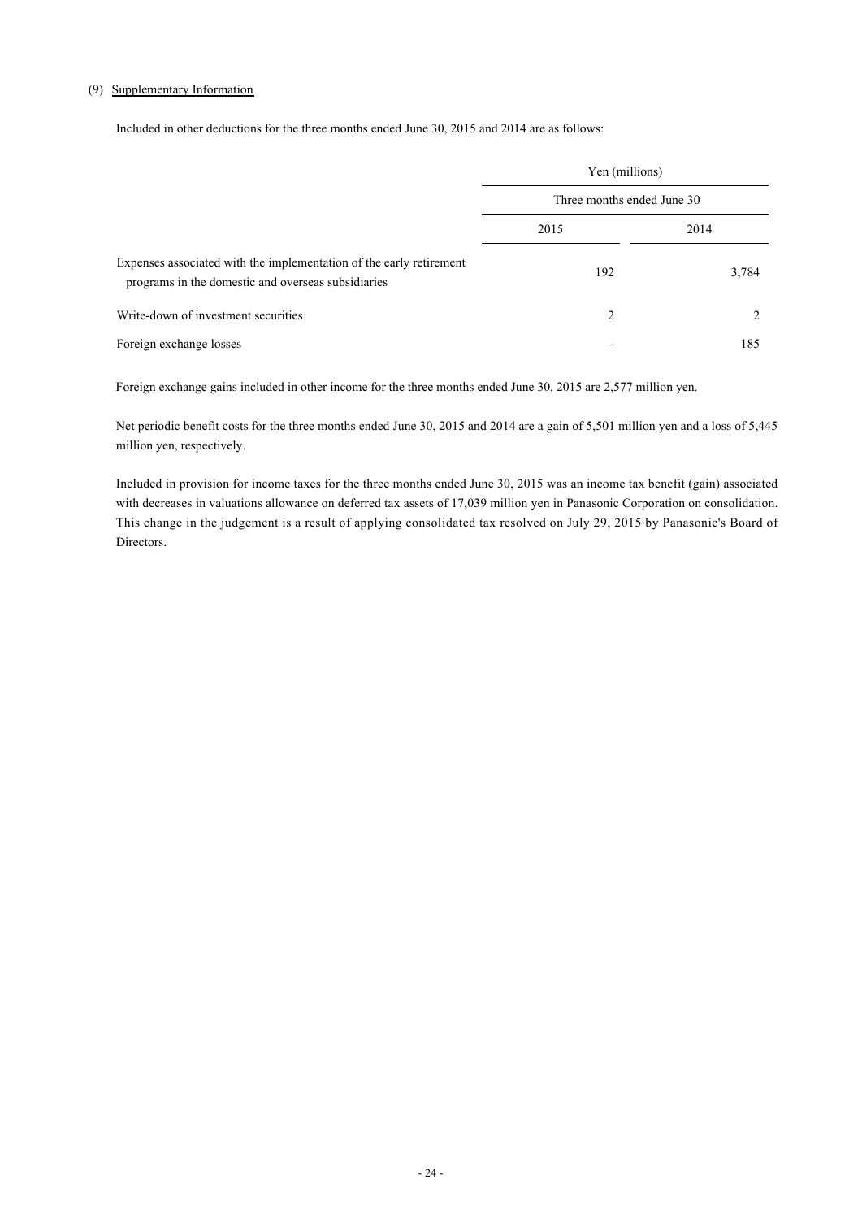## (9) Supplementary Information

Included in other deductions for the three months ended June 30, 2015 and 2014 are as follows:

| | Yen (millions) | |
|---|---|---|
| | Three months ended June 30 | |
| | 2015 | 2014 |
| Expenses associated with the implementation of the early retirement programs in the domestic and overseas subsidiaries | 192 | 3,784 |
| Write-down of investment securities | 2 | 2 |
| Foreign exchange losses | - | 185 |

Foreign exchange gains included in other income for the three months ended June 30, 2015 are 2,577 million yen.

Net periodic benefit costs for the three months ended June 30, 2015 and 2014 are a gain of 5,501 million yen and a loss of 5,445 million yen, respectively.

Included in provision for income taxes for the three months ended June 30, 2015 was an income tax benefit (gain) associated with decreases in valuations allowance on deferred tax assets of 17,039 million yen in Panasonic Corporation on consolidation. This change in the judgement is a result of applying consolidated tax resolved on July 29, 2015 by Panasonic's Board of Directors.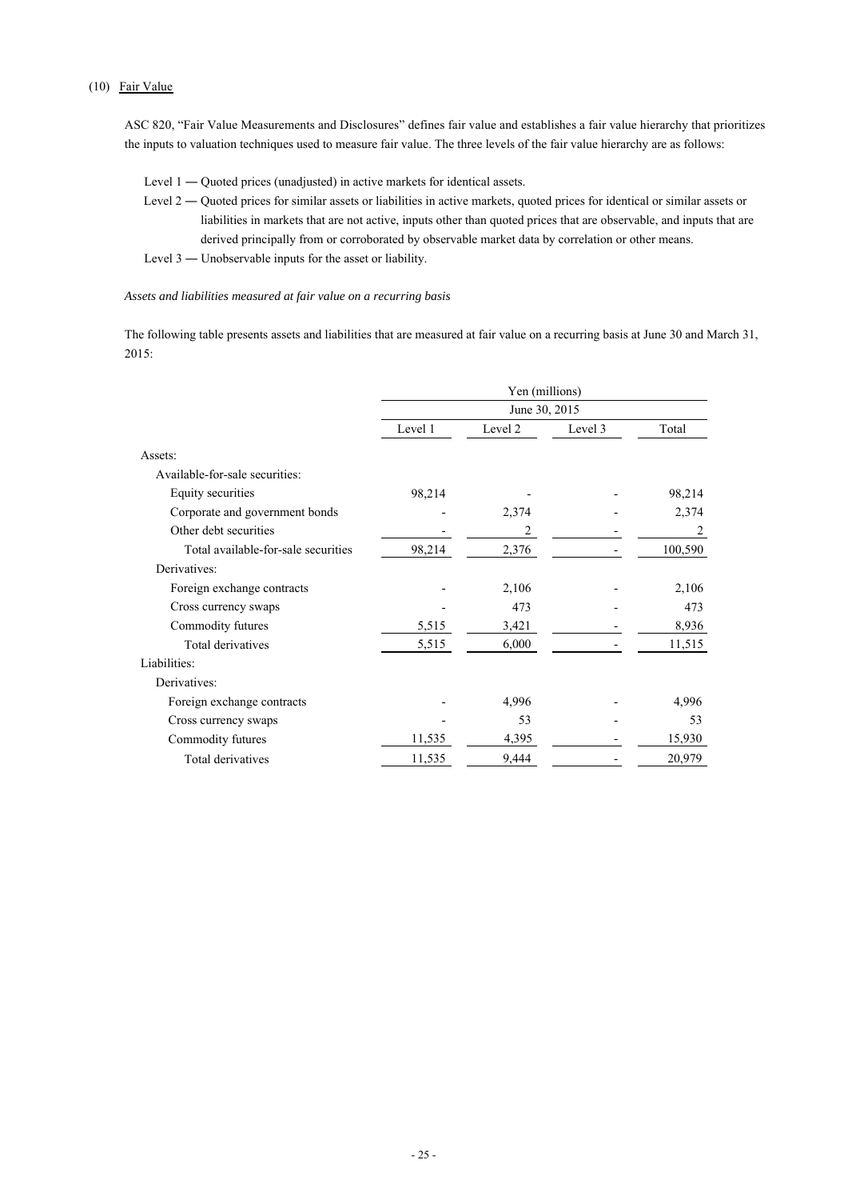(10) Fair Value

ASC 820, "Fair Value Measurements and Disclosures" defines fair value and establishes a fair value hierarchy that prioritizes the inputs to valuation techniques used to measure fair value. The three levels of the fair value hierarchy are as follows:

Level 1 ― Quoted prices (unadjusted) in active markets for identical assets.

Level 2 ― Quoted prices for similar assets or liabilities in active markets, quoted prices for identical or similar assets or liabilities in markets that are not active, inputs other than quoted prices that are observable, and inputs that are derived principally from or corroborated by observable market data by correlation or other means.

Level 3 ― Unobservable inputs for the asset or liability.

*Assets and liabilities measured at fair value on a recurring basis*

The following table presents assets and liabilities that are measured at fair value on a recurring basis at June 30 and March 31, 2015:

| | Yen (millions) | | | |
|---|---|---|---|---|
| | June 30, 2015 | | | |
| | Level 1 | Level 2 | Level 3 | Total |
| Assets: | | | | |
| Available-for-sale securities: | | | | |
| Equity securities | 98,214 | - | - | 98,214 |
| Corporate and government bonds | - | 2,374 | - | 2,374 |
| Other debt securities | - | 2 | - | 2 |
| Total available-for-sale securities | 98,214 | 2,376 | - | 100,590 |
| Derivatives: | | | | |
| Foreign exchange contracts | - | 2,106 | - | 2,106 |
| Cross currency swaps | - | 473 | - | 473 |
| Commodity futures | 5,515 | 3,421 | - | 8,936 |
| Total derivatives | 5,515 | 6,000 | - | 11,515 |
| Liabilities: | | | | |
| Derivatives: | | | | |
| Foreign exchange contracts | - | 4,996 | - | 4,996 |
| Cross currency swaps | - | 53 | - | 53 |
| Commodity futures | 11,535 | 4,395 | - | 15,930 |
| Total derivatives | 11,535 | 9,444 | - | 20,979 |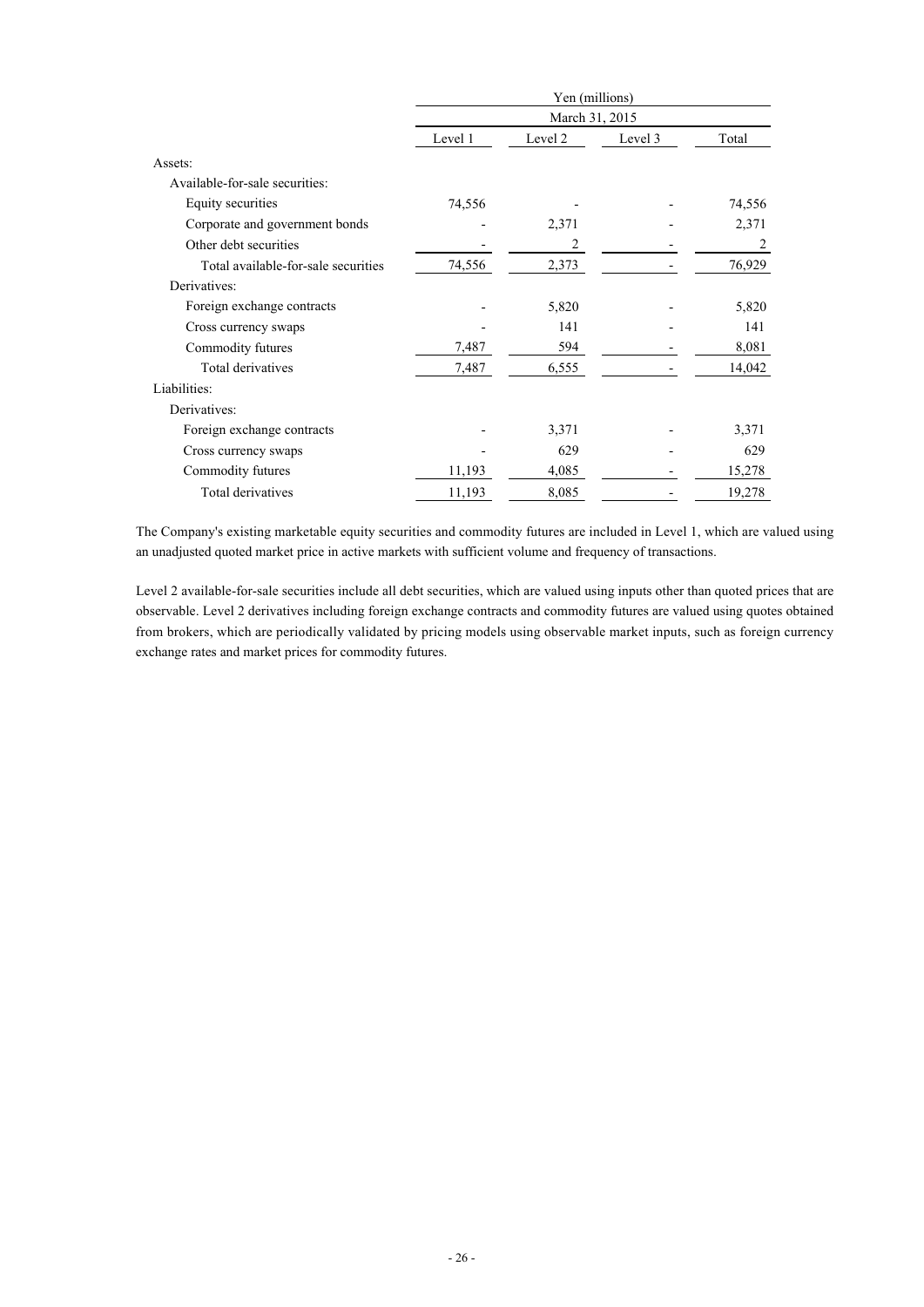| | Yen (millions) | | | |
|---|---|---|---|---|
| | March 31, 2015 | | | |
| | Level 1 | Level 2 | Level 3 | Total |
| Assets: | | | | |
| Available-for-sale securities: | | | | |
| Equity securities | 74,556 | - | - | 74,556 |
| Corporate and government bonds | - | 2,371 | - | 2,371 |
| Other debt securities | - | 2 | - | 2 |
| Total available-for-sale securities | 74,556 | 2,373 | - | 76,929 |
| Derivatives: | | | | |
| Foreign exchange contracts | - | 5,820 | - | 5,820 |
| Cross currency swaps | - | 141 | - | 141 |
| Commodity futures | 7,487 | 594 | - | 8,081 |
| Total derivatives | 7,487 | 6,555 | - | 14,042 |
| Liabilities: | | | | |
| Derivatives: | | | | |
| Foreign exchange contracts | - | 3,371 | - | 3,371 |
| Cross currency swaps | - | 629 | - | 629 |
| Commodity futures | 11,193 | 4,085 | - | 15,278 |
| Total derivatives | 11,193 | 8,085 | - | 19,278 |

The Company's existing marketable equity securities and commodity futures are included in Level 1, which are valued using an unadjusted quoted market price in active markets with sufficient volume and frequency of transactions.

Level 2 available-for-sale securities include all debt securities, which are valued using inputs other than quoted prices that are observable. Level 2 derivatives including foreign exchange contracts and commodity futures are valued using quotes obtained from brokers, which are periodically validated by pricing models using observable market inputs, such as foreign currency exchange rates and market prices for commodity futures.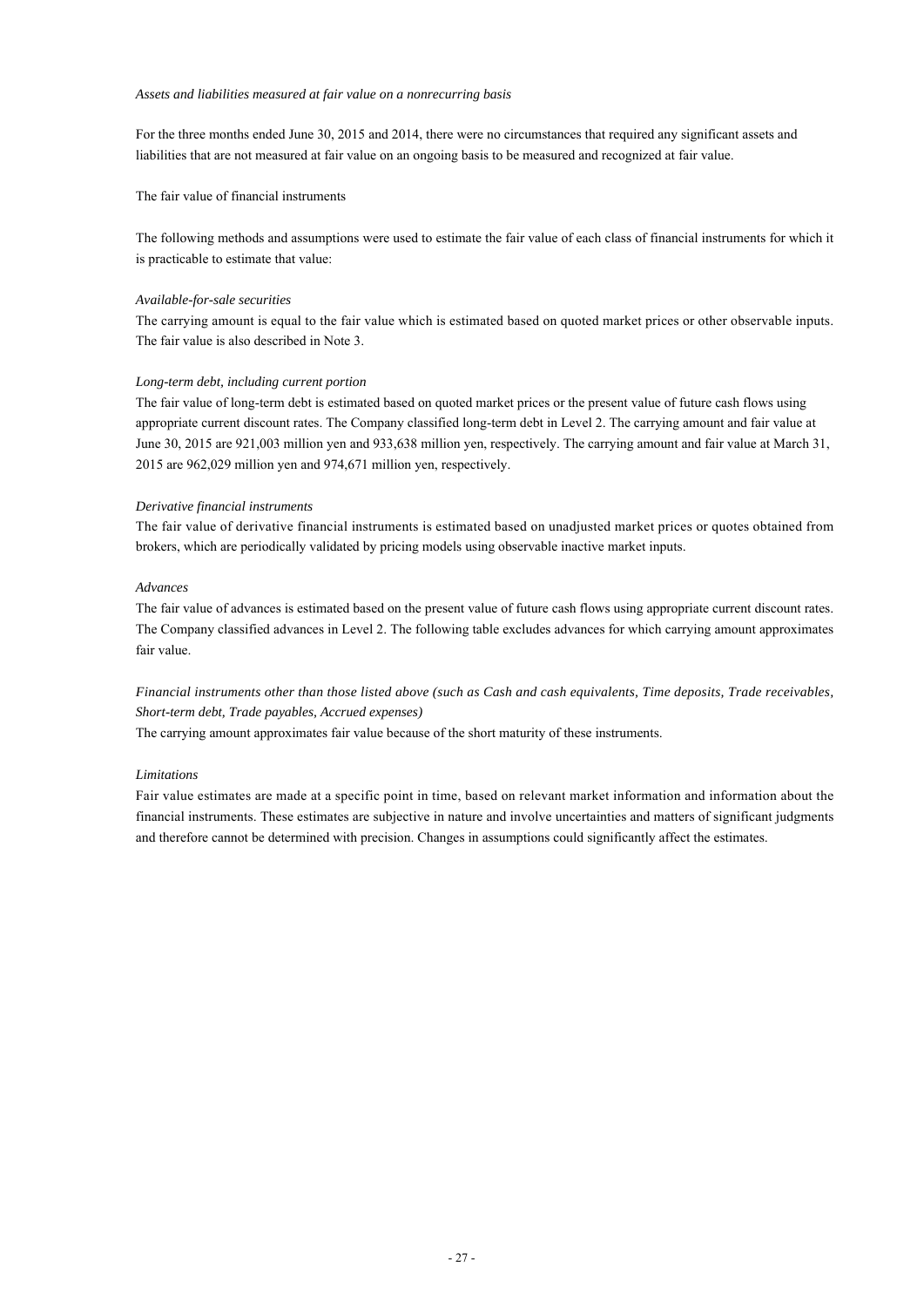*Assets and liabilities measured at fair value on a nonrecurring basis*

For the three months ended June 30, 2015 and 2014, there were no circumstances that required any significant assets and liabilities that are not measured at fair value on an ongoing basis to be measured and recognized at fair value.

The fair value of financial instruments

The following methods and assumptions were used to estimate the fair value of each class of financial instruments for which it is practicable to estimate that value:

*Available-for-sale securities*

The carrying amount is equal to the fair value which is estimated based on quoted market prices or other observable inputs. The fair value is also described in Note 3.

*Long-term debt, including current portion*

The fair value of long-term debt is estimated based on quoted market prices or the present value of future cash flows using appropriate current discount rates. The Company classified long-term debt in Level 2. The carrying amount and fair value at June 30, 2015 are 921,003 million yen and 933,638 million yen, respectively. The carrying amount and fair value at March 31, 2015 are 962,029 million yen and 974,671 million yen, respectively.

*Derivative financial instruments*

The fair value of derivative financial instruments is estimated based on unadjusted market prices or quotes obtained from brokers, which are periodically validated by pricing models using observable inactive market inputs.

*Advances*

The fair value of advances is estimated based on the present value of future cash flows using appropriate current discount rates. The Company classified advances in Level 2. The following table excludes advances for which carrying amount approximates fair value.

*Financial instruments other than those listed above (such as Cash and cash equivalents, Time deposits, Trade receivables, Short-term debt, Trade payables, Accrued expenses)*

The carrying amount approximates fair value because of the short maturity of these instruments.

*Limitations*

Fair value estimates are made at a specific point in time, based on relevant market information and information about the financial instruments. These estimates are subjective in nature and involve uncertainties and matters of significant judgments and therefore cannot be determined with precision. Changes in assumptions could significantly affect the estimates.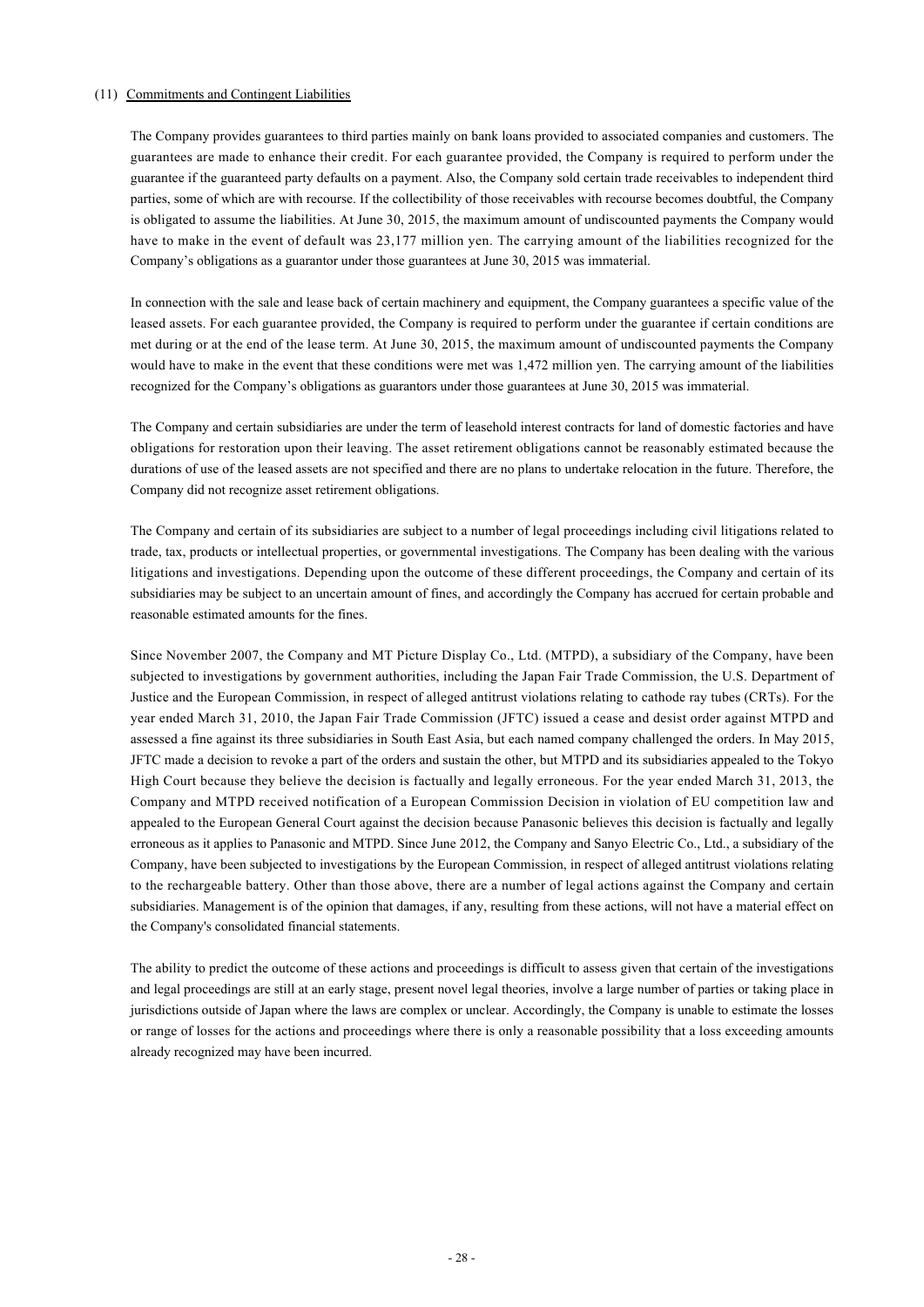(11) Commitments and Contingent Liabilities

The Company provides guarantees to third parties mainly on bank loans provided to associated companies and customers. The guarantees are made to enhance their credit. For each guarantee provided, the Company is required to perform under the guarantee if the guaranteed party defaults on a payment. Also, the Company sold certain trade receivables to independent third parties, some of which are with recourse. If the collectibility of those receivables with recourse becomes doubtful, the Company is obligated to assume the liabilities. At June 30, 2015, the maximum amount of undiscounted payments the Company would have to make in the event of default was 23,177 million yen. The carrying amount of the liabilities recognized for the Company's obligations as a guarantor under those guarantees at June 30, 2015 was immaterial.

In connection with the sale and lease back of certain machinery and equipment, the Company guarantees a specific value of the leased assets. For each guarantee provided, the Company is required to perform under the guarantee if certain conditions are met during or at the end of the lease term. At June 30, 2015, the maximum amount of undiscounted payments the Company would have to make in the event that these conditions were met was 1,472 million yen. The carrying amount of the liabilities recognized for the Company's obligations as guarantors under those guarantees at June 30, 2015 was immaterial.

The Company and certain subsidiaries are under the term of leasehold interest contracts for land of domestic factories and have obligations for restoration upon their leaving. The asset retirement obligations cannot be reasonably estimated because the durations of use of the leased assets are not specified and there are no plans to undertake relocation in the future. Therefore, the Company did not recognize asset retirement obligations.

The Company and certain of its subsidiaries are subject to a number of legal proceedings including civil litigations related to trade, tax, products or intellectual properties, or governmental investigations. The Company has been dealing with the various litigations and investigations. Depending upon the outcome of these different proceedings, the Company and certain of its subsidiaries may be subject to an uncertain amount of fines, and accordingly the Company has accrued for certain probable and reasonable estimated amounts for the fines.

Since November 2007, the Company and MT Picture Display Co., Ltd. (MTPD), a subsidiary of the Company, have been subjected to investigations by government authorities, including the Japan Fair Trade Commission, the U.S. Department of Justice and the European Commission, in respect of alleged antitrust violations relating to cathode ray tubes (CRTs). For the year ended March 31, 2010, the Japan Fair Trade Commission (JFTC) issued a cease and desist order against MTPD and assessed a fine against its three subsidiaries in South East Asia, but each named company challenged the orders. In May 2015, JFTC made a decision to revoke a part of the orders and sustain the other, but MTPD and its subsidiaries appealed to the Tokyo High Court because they believe the decision is factually and legally erroneous. For the year ended March 31, 2013, the Company and MTPD received notification of a European Commission Decision in violation of EU competition law and appealed to the European General Court against the decision because Panasonic believes this decision is factually and legally erroneous as it applies to Panasonic and MTPD. Since June 2012, the Company and Sanyo Electric Co., Ltd., a subsidiary of the Company, have been subjected to investigations by the European Commission, in respect of alleged antitrust violations relating to the rechargeable battery. Other than those above, there are a number of legal actions against the Company and certain subsidiaries. Management is of the opinion that damages, if any, resulting from these actions, will not have a material effect on the Company's consolidated financial statements.

The ability to predict the outcome of these actions and proceedings is difficult to assess given that certain of the investigations and legal proceedings are still at an early stage, present novel legal theories, involve a large number of parties or taking place in jurisdictions outside of Japan where the laws are complex or unclear. Accordingly, the Company is unable to estimate the losses or range of losses for the actions and proceedings where there is only a reasonable possibility that a loss exceeding amounts already recognized may have been incurred.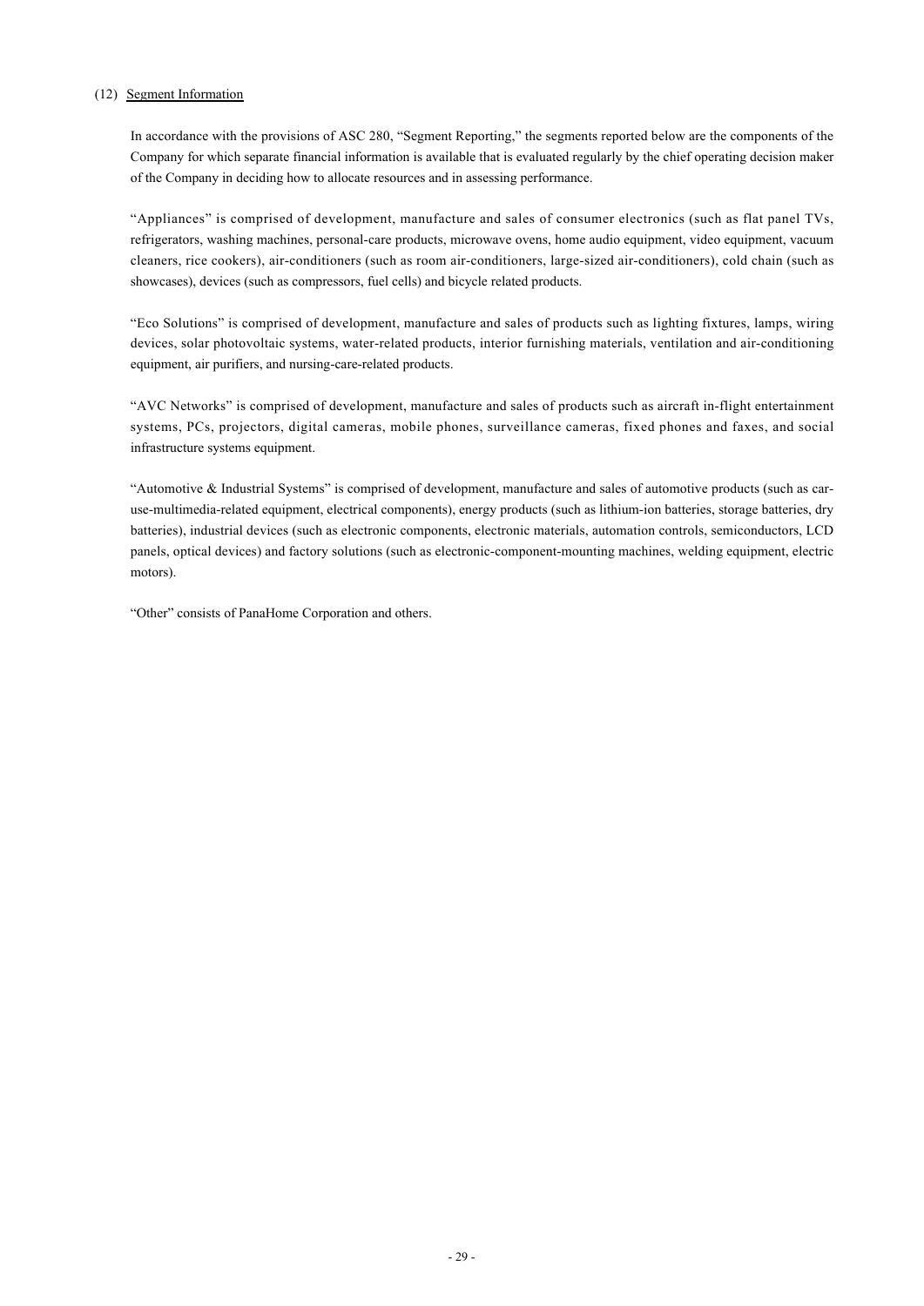## (12) Segment Information

In accordance with the provisions of ASC 280, "Segment Reporting," the segments reported below are the components of the Company for which separate financial information is available that is evaluated regularly by the chief operating decision maker of the Company in deciding how to allocate resources and in assessing performance.

"Appliances" is comprised of development, manufacture and sales of consumer electronics (such as flat panel TVs, refrigerators, washing machines, personal-care products, microwave ovens, home audio equipment, video equipment, vacuum cleaners, rice cookers), air-conditioners (such as room air-conditioners, large-sized air-conditioners), cold chain (such as showcases), devices (such as compressors, fuel cells) and bicycle related products.

"Eco Solutions" is comprised of development, manufacture and sales of products such as lighting fixtures, lamps, wiring devices, solar photovoltaic systems, water-related products, interior furnishing materials, ventilation and air-conditioning equipment, air purifiers, and nursing-care-related products.

"AVC Networks" is comprised of development, manufacture and sales of products such as aircraft in-flight entertainment systems, PCs, projectors, digital cameras, mobile phones, surveillance cameras, fixed phones and faxes, and social infrastructure systems equipment.

"Automotive & Industrial Systems" is comprised of development, manufacture and sales of automotive products (such as car-use-multimedia-related equipment, electrical components), energy products (such as lithium-ion batteries, storage batteries, dry batteries), industrial devices (such as electronic components, electronic materials, automation controls, semiconductors, LCD panels, optical devices) and factory solutions (such as electronic-component-mounting machines, welding equipment, electric motors).

"Other" consists of PanaHome Corporation and others.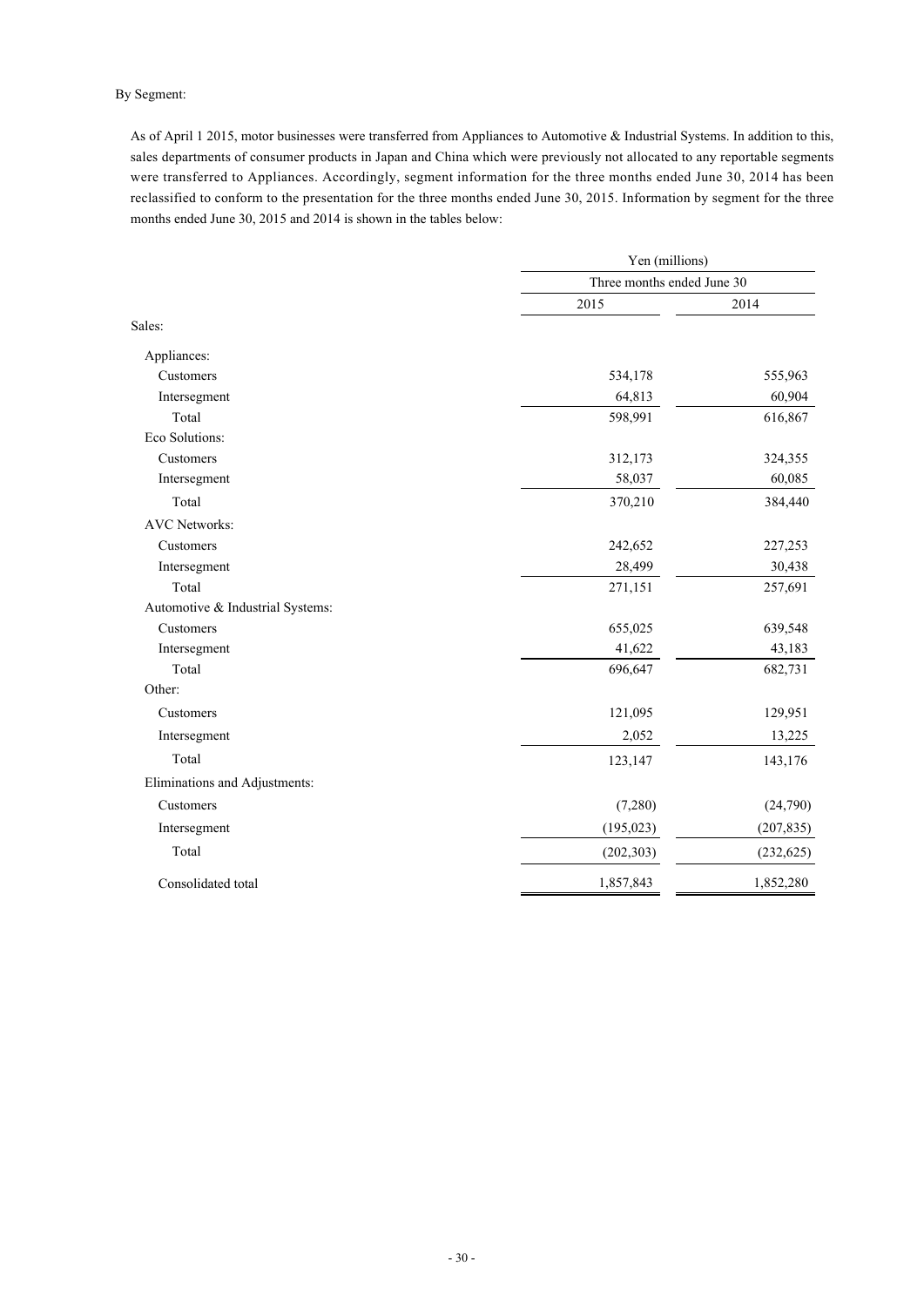By Segment:

As of April 1 2015, motor businesses were transferred from Appliances to Automotive & Industrial Systems. In addition to this, sales departments of consumer products in Japan and China which were previously not allocated to any reportable segments were transferred to Appliances. Accordingly, segment information for the three months ended June 30, 2014 has been reclassified to conform to the presentation for the three months ended June 30, 2015. Information by segment for the three months ended June 30, 2015 and 2014 is shown in the tables below:

| | Yen (millions) | |
|---|---|---|
| | Three months ended June 30 | |
| | 2015 | 2014 |
| Sales: | | |
| Appliances: | | |
| Customers | 534,178 | 555,963 |
| Intersegment | 64,813 | 60,904 |
| Total | 598,991 | 616,867 |
| Eco Solutions: | | |
| Customers | 312,173 | 324,355 |
| Intersegment | 58,037 | 60,085 |
| Total | 370,210 | 384,440 |
| AVC Networks: | | |
| Customers | 242,652 | 227,253 |
| Intersegment | 28,499 | 30,438 |
| Total | 271,151 | 257,691 |
| Automotive & Industrial Systems: | | |
| Customers | 655,025 | 639,548 |
| Intersegment | 41,622 | 43,183 |
| Total | 696,647 | 682,731 |
| Other: | | |
| Customers | 121,095 | 129,951 |
| Intersegment | 2,052 | 13,225 |
| Total | 123,147 | 143,176 |
| Eliminations and Adjustments: | | |
| Customers | (7,280) | (24,790) |
| Intersegment | (195,023) | (207,835) |
| Total | (202,303) | (232,625) |
| Consolidated total | 1,857,843 | 1,852,280 |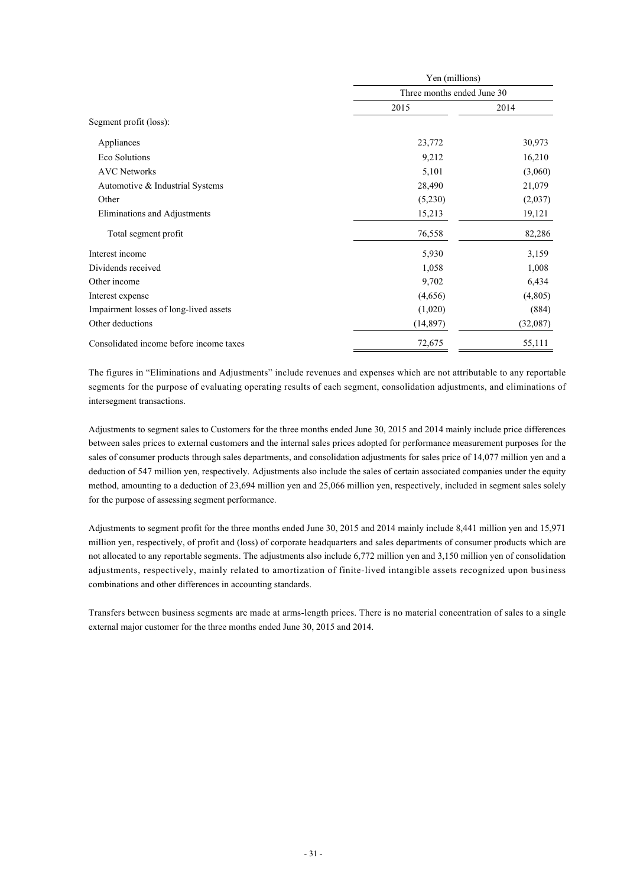| | Yen (millions) | |
|---|---|---|
| | Three months ended June 30 | |
| | 2015 | 2014 |
| Segment profit (loss): | | |
| Appliances | 23,772 | 30,973 |
| Eco Solutions | 9,212 | 16,210 |
| AVC Networks | 5,101 | (3,060) |
| Automotive & Industrial Systems | 28,490 | 21,079 |
| Other | (5,230) | (2,037) |
| Eliminations and Adjustments | 15,213 | 19,121 |
| Total segment profit | 76,558 | 82,286 |
| Interest income | 5,930 | 3,159 |
| Dividends received | 1,058 | 1,008 |
| Other income | 9,702 | 6,434 |
| Interest expense | (4,656) | (4,805) |
| Impairment losses of long-lived assets | (1,020) | (884) |
| Other deductions | (14,897) | (32,087) |
| Consolidated income before income taxes | 72,675 | 55,111 |

The figures in "Eliminations and Adjustments" include revenues and expenses which are not attributable to any reportable segments for the purpose of evaluating operating results of each segment, consolidation adjustments, and eliminations of intersegment transactions.

Adjustments to segment sales to Customers for the three months ended June 30, 2015 and 2014 mainly include price differences between sales prices to external customers and the internal sales prices adopted for performance measurement purposes for the sales of consumer products through sales departments, and consolidation adjustments for sales price of 14,077 million yen and a deduction of 547 million yen, respectively. Adjustments also include the sales of certain associated companies under the equity method, amounting to a deduction of 23,694 million yen and 25,066 million yen, respectively, included in segment sales solely for the purpose of assessing segment performance.

Adjustments to segment profit for the three months ended June 30, 2015 and 2014 mainly include 8,441 million yen and 15,971 million yen, respectively, of profit and (loss) of corporate headquarters and sales departments of consumer products which are not allocated to any reportable segments. The adjustments also include 6,772 million yen and 3,150 million yen of consolidation adjustments, respectively, mainly related to amortization of finite-lived intangible assets recognized upon business combinations and other differences in accounting standards.

Transfers between business segments are made at arms-length prices. There is no material concentration of sales to a single external major customer for the three months ended June 30, 2015 and 2014.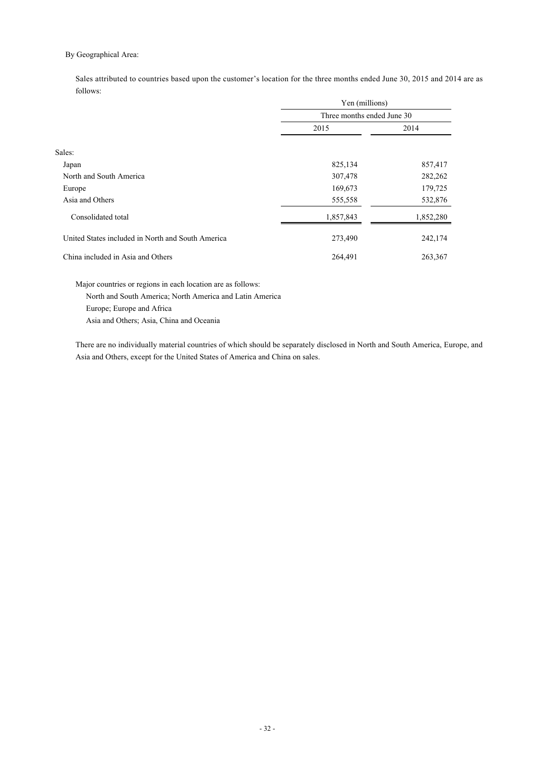By Geographical Area:

Sales attributed to countries based upon the customer's location for the three months ended June 30, 2015 and 2014 are as follows:

| | Yen (millions) | |
|---|---|---|
| | Three months ended June 30 | |
| | 2015 | 2014 |
| Sales: | | |
| Japan | 825,134 | 857,417 |
| North and South America | 307,478 | 282,262 |
| Europe | 169,673 | 179,725 |
| Asia and Others | 555,558 | 532,876 |
| Consolidated total | 1,857,843 | 1,852,280 |
| United States included in North and South America | 273,490 | 242,174 |
| China included in Asia and Others | 264,491 | 263,367 |

Major countries or regions in each location are as follows:

North and South America; North America and Latin America

Europe; Europe and Africa

Asia and Others; Asia, China and Oceania

There are no individually material countries of which should be separately disclosed in North and South America, Europe, and Asia and Others, except for the United States of America and China on sales.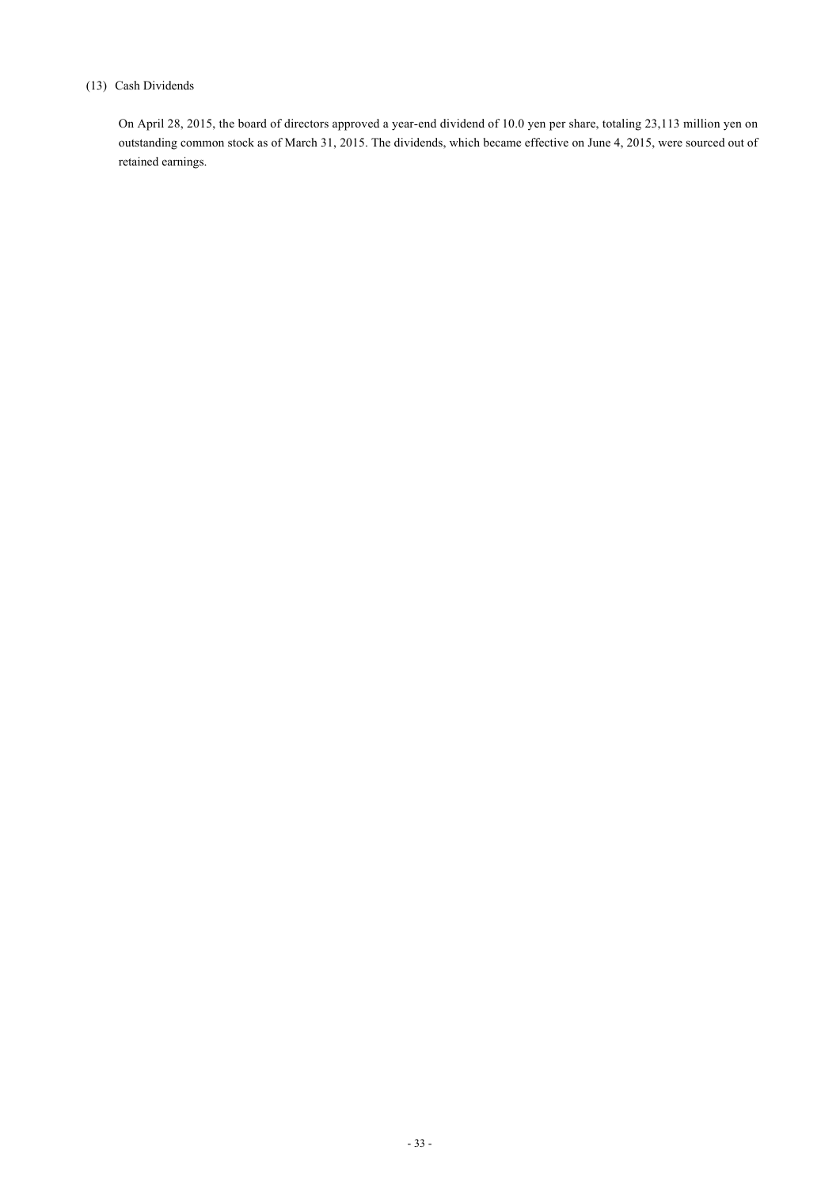### (13) Cash Dividends

On April 28, 2015, the board of directors approved a year-end dividend of 10.0 yen per share, totaling 23,113 million yen on outstanding common stock as of March 31, 2015. The dividends, which became effective on June 4, 2015, were sourced out of retained earnings.